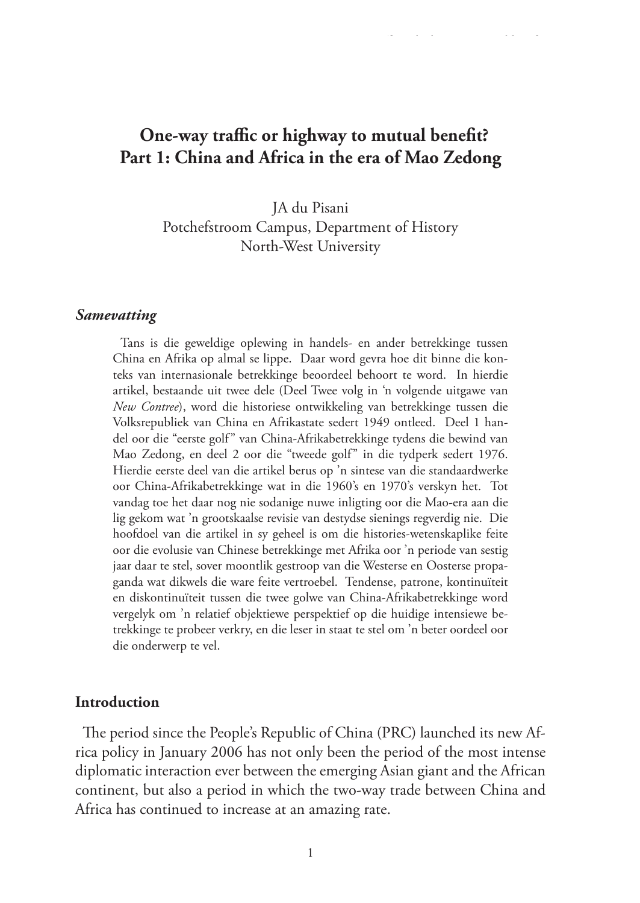# One-way traffic or highway to mutual benefit? Part 1: China and Africa in the era of Mao Zedong

JA du Pisani
Potchefstroom Campus, Department of History
North-West University

### *Samevatting*

Tans is die geweldige oplewing in handels- en ander betrekkinge tussen China en Afrika op almal se lippe. Daar word gevra hoe dit binne die konteks van internasionale betrekkinge beoordeel behoort te word. In hierdie artikel, bestaande uit twee dele (Deel Twee volg in 'n volgende uitgawe van *New Contree*), word die historiese ontwikkeling van betrekkinge tussen die Volksrepubliek van China en Afrikastate sedert 1949 ontleed. Deel 1 handel oor die "eerste golf" van China-Afrikabetrekkinge tydens die bewind van Mao Zedong, en deel 2 oor die "tweede golf" in die tydperk sedert 1976. Hierdie eerste deel van die artikel berus op 'n sintese van die standaardwerke oor China-Afrikabetrekkinge wat in die 1960's en 1970's verskyn het. Tot vandag toe het daar nog nie sodanige nuwe inligting oor die Mao-era aan die lig gekom wat 'n grootskaalse revisie van destydse sienings regverdig nie. Die hoofdoel van die artikel in sy geheel is om die histories-wetenskaplike feite oor die evolusie van Chinese betrekkinge met Afrika oor 'n periode van sestig jaar daar te stel, sover moontlik gestroop van die Westerse en Oosterse propaganda wat dikwels die ware feite vertroebel. Tendense, patrone, kontinuïteit en diskontinuïteit tussen die twee golwe van China-Afrikabetrekkinge word vergelyk om 'n relatief objektiewe perspektief op die huidige intensiewe betrekkinge te probeer verkry, en die leser in staat te stel om 'n beter oordeel oor die onderwerp te vel.

## Introduction

The period since the People's Republic of China (PRC) launched its new Africa policy in January 2006 has not only been the period of the most intense diplomatic interaction ever between the emerging Asian giant and the African continent, but also a period in which the two-way trade between China and Africa has continued to increase at an amazing rate.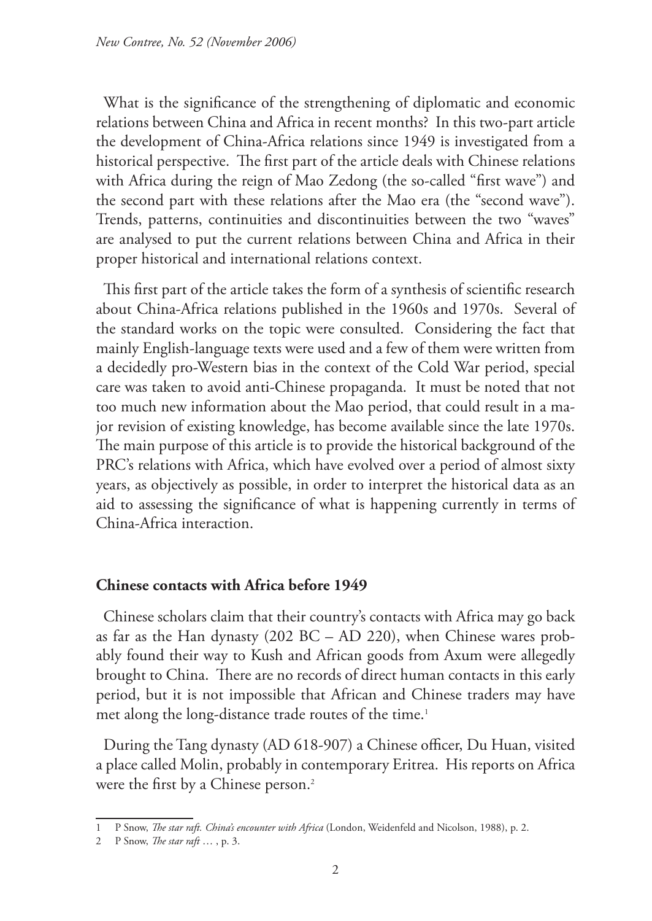What is the significance of the strengthening of diplomatic and economic relations between China and Africa in recent months? In this two-part article the development of China-Africa relations since 1949 is investigated from a historical perspective. The first part of the article deals with Chinese relations with Africa during the reign of Mao Zedong (the so-called "first wave") and the second part with these relations after the Mao era (the "second wave"). Trends, patterns, continuities and discontinuities between the two "waves" are analysed to put the current relations between China and Africa in their proper historical and international relations context.

This first part of the article takes the form of a synthesis of scientific research about China-Africa relations published in the 1960s and 1970s. Several of the standard works on the topic were consulted. Considering the fact that mainly English-language texts were used and a few of them were written from a decidedly pro-Western bias in the context of the Cold War period, special care was taken to avoid anti-Chinese propaganda. It must be noted that not too much new information about the Mao period, that could result in a major revision of existing knowledge, has become available since the late 1970s. The main purpose of this article is to provide the historical background of the PRC's relations with Africa, which have evolved over a period of almost sixty years, as objectively as possible, in order to interpret the historical data as an aid to assessing the significance of what is happening currently in terms of China-Africa interaction.

## Chinese contacts with Africa before 1949

Chinese scholars claim that their country's contacts with Africa may go back as far as the Han dynasty (202 BC – AD 220), when Chinese wares probably found their way to Kush and African goods from Axum were allegedly brought to China. There are no records of direct human contacts in this early period, but it is not impossible that African and Chinese traders may have met along the long-distance trade routes of the time.[1]

During the Tang dynasty (AD 618-907) a Chinese officer, Du Huan, visited a place called Molin, probably in contemporary Eritrea. His reports on Africa were the first by a Chinese person.[2]

---

1 P Snow, *The star raft. China's encounter with Africa* (London, Weidenfeld and Nicolson, 1988), p. 2.

2 P Snow, *The star raft* … , p. 3.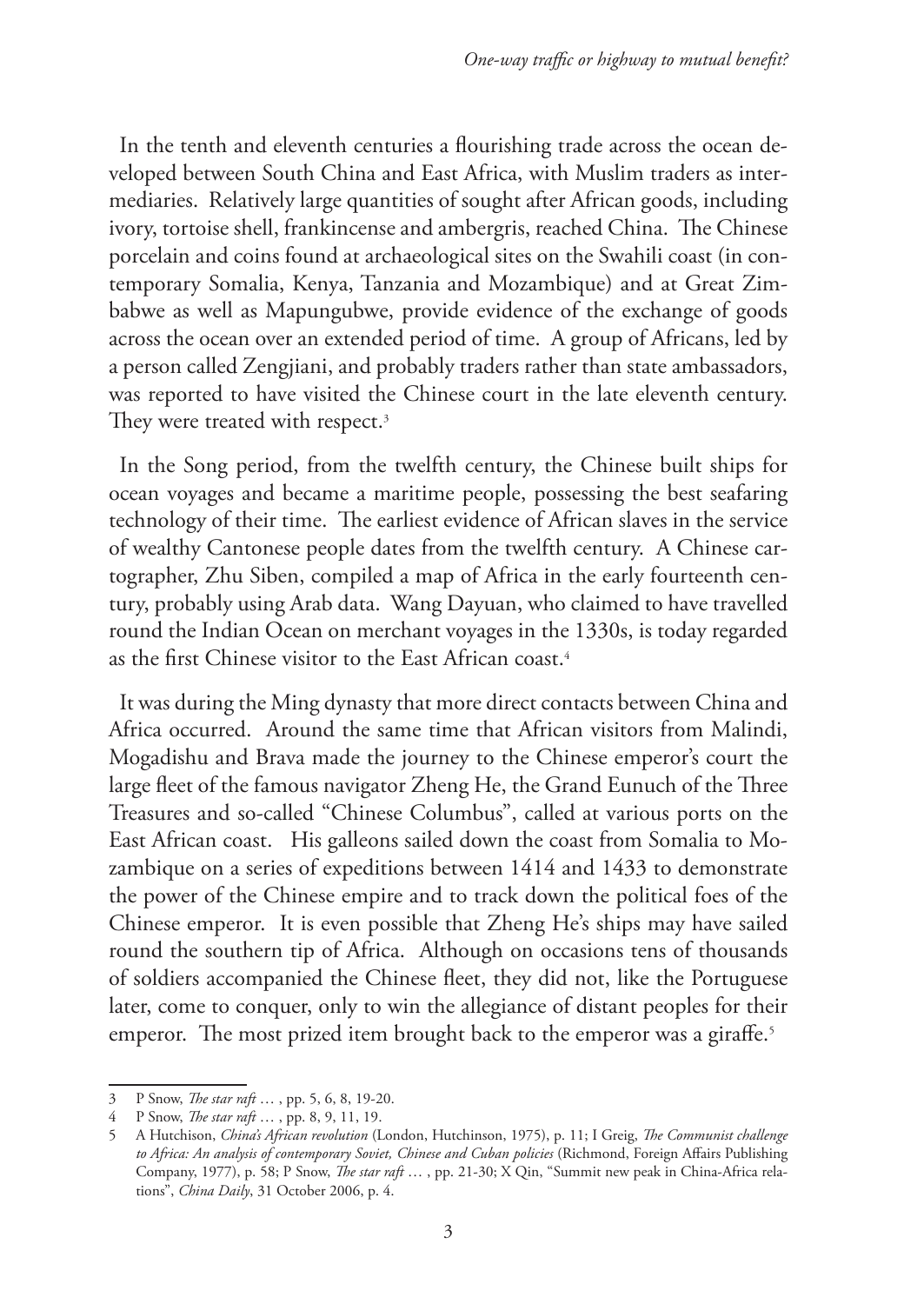In the tenth and eleventh centuries a flourishing trade across the ocean developed between South China and East Africa, with Muslim traders as intermediaries. Relatively large quantities of sought after African goods, including ivory, tortoise shell, frankincense and ambergris, reached China. The Chinese porcelain and coins found at archaeological sites on the Swahili coast (in contemporary Somalia, Kenya, Tanzania and Mozambique) and at Great Zimbabwe as well as Mapungubwe, provide evidence of the exchange of goods across the ocean over an extended period of time. A group of Africans, led by a person called Zengjiani, and probably traders rather than state ambassadors, was reported to have visited the Chinese court in the late eleventh century. They were treated with respect.[3]

In the Song period, from the twelfth century, the Chinese built ships for ocean voyages and became a maritime people, possessing the best seafaring technology of their time. The earliest evidence of African slaves in the service of wealthy Cantonese people dates from the twelfth century. A Chinese cartographer, Zhu Siben, compiled a map of Africa in the early fourteenth century, probably using Arab data. Wang Dayuan, who claimed to have travelled round the Indian Ocean on merchant voyages in the 1330s, is today regarded as the first Chinese visitor to the East African coast.[4]

It was during the Ming dynasty that more direct contacts between China and Africa occurred. Around the same time that African visitors from Malindi, Mogadishu and Brava made the journey to the Chinese emperor's court the large fleet of the famous navigator Zheng He, the Grand Eunuch of the Three Treasures and so-called "Chinese Columbus", called at various ports on the East African coast. His galleons sailed down the coast from Somalia to Mozambique on a series of expeditions between 1414 and 1433 to demonstrate the power of the Chinese empire and to track down the political foes of the Chinese emperor. It is even possible that Zheng He's ships may have sailed round the southern tip of Africa. Although on occasions tens of thousands of soldiers accompanied the Chinese fleet, they did not, like the Portuguese later, come to conquer, only to win the allegiance of distant peoples for their emperor. The most prized item brought back to the emperor was a giraffe.[5]

---

3 P Snow, *The star raft* … , pp. 5, 6, 8, 19-20.

4 P Snow, *The star raft* … , pp. 8, 9, 11, 19.

5 A Hutchison, *China's African revolution* (London, Hutchinson, 1975), p. 11; I Greig, *The Communist challenge to Africa: An analysis of contemporary Soviet, Chinese and Cuban policies* (Richmond, Foreign Affairs Publishing Company, 1977), p. 58; P Snow, *The star raft* … , pp. 21-30; X Qin, "Summit new peak in China-Africa relations", *China Daily*, 31 October 2006, p. 4.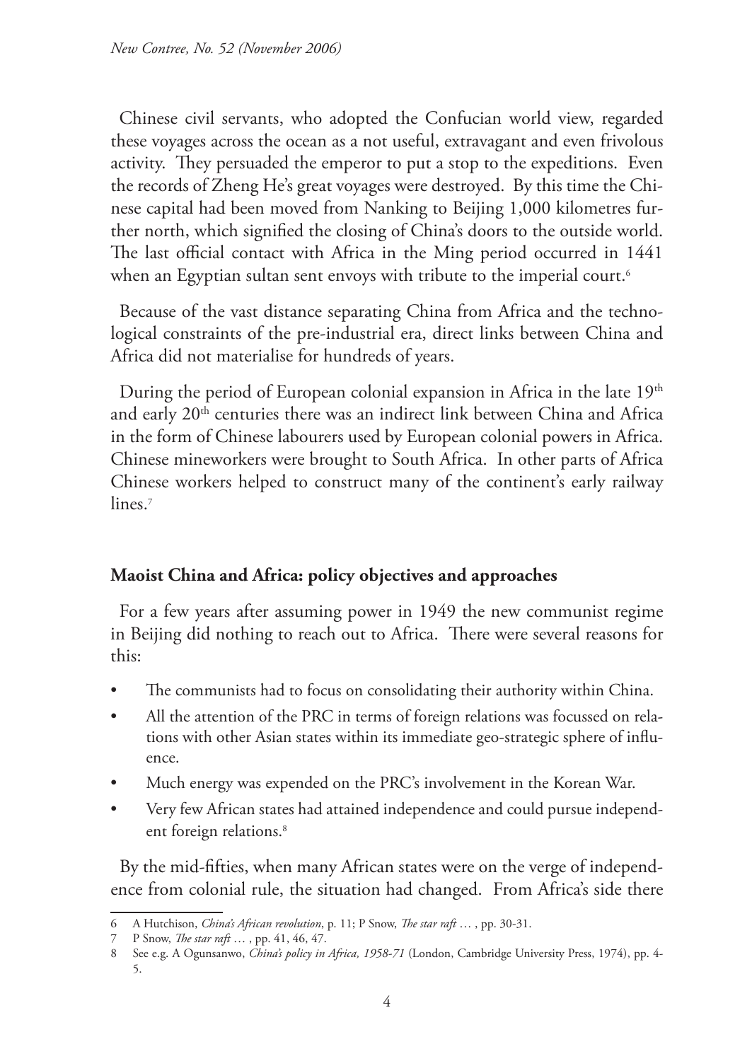Chinese civil servants, who adopted the Confucian world view, regarded these voyages across the ocean as a not useful, extravagant and even frivolous activity. They persuaded the emperor to put a stop to the expeditions. Even the records of Zheng He's great voyages were destroyed. By this time the Chinese capital had been moved from Nanking to Beijing 1,000 kilometres further north, which signified the closing of China's doors to the outside world. The last official contact with Africa in the Ming period occurred in 1441 when an Egyptian sultan sent envoys with tribute to the imperial court.[6]

Because of the vast distance separating China from Africa and the technological constraints of the pre-industrial era, direct links between China and Africa did not materialise for hundreds of years.

During the period of European colonial expansion in Africa in the late 19th and early 20th centuries there was an indirect link between China and Africa in the form of Chinese labourers used by European colonial powers in Africa. Chinese mineworkers were brought to South Africa. In other parts of Africa Chinese workers helped to construct many of the continent's early railway lines.[7]

## Maoist China and Africa: policy objectives and approaches

For a few years after assuming power in 1949 the new communist regime in Beijing did nothing to reach out to Africa. There were several reasons for this:

- The communists had to focus on consolidating their authority within China.
- All the attention of the PRC in terms of foreign relations was focussed on relations with other Asian states within its immediate geo-strategic sphere of influence.
- Much energy was expended on the PRC's involvement in the Korean War.
- Very few African states had attained independence and could pursue independent foreign relations.[8]

By the mid-fifties, when many African states were on the verge of independence from colonial rule, the situation had changed. From Africa's side there

---

6 A Hutchison, *China's African revolution*, p. 11; P Snow, *The star raft …* , pp. 30-31.

7 P Snow, *The star raft …* , pp. 41, 46, 47.

8 See e.g. A Ogunsanwo, *China's policy in Africa, 1958-71* (London, Cambridge University Press, 1974), pp. 4-5.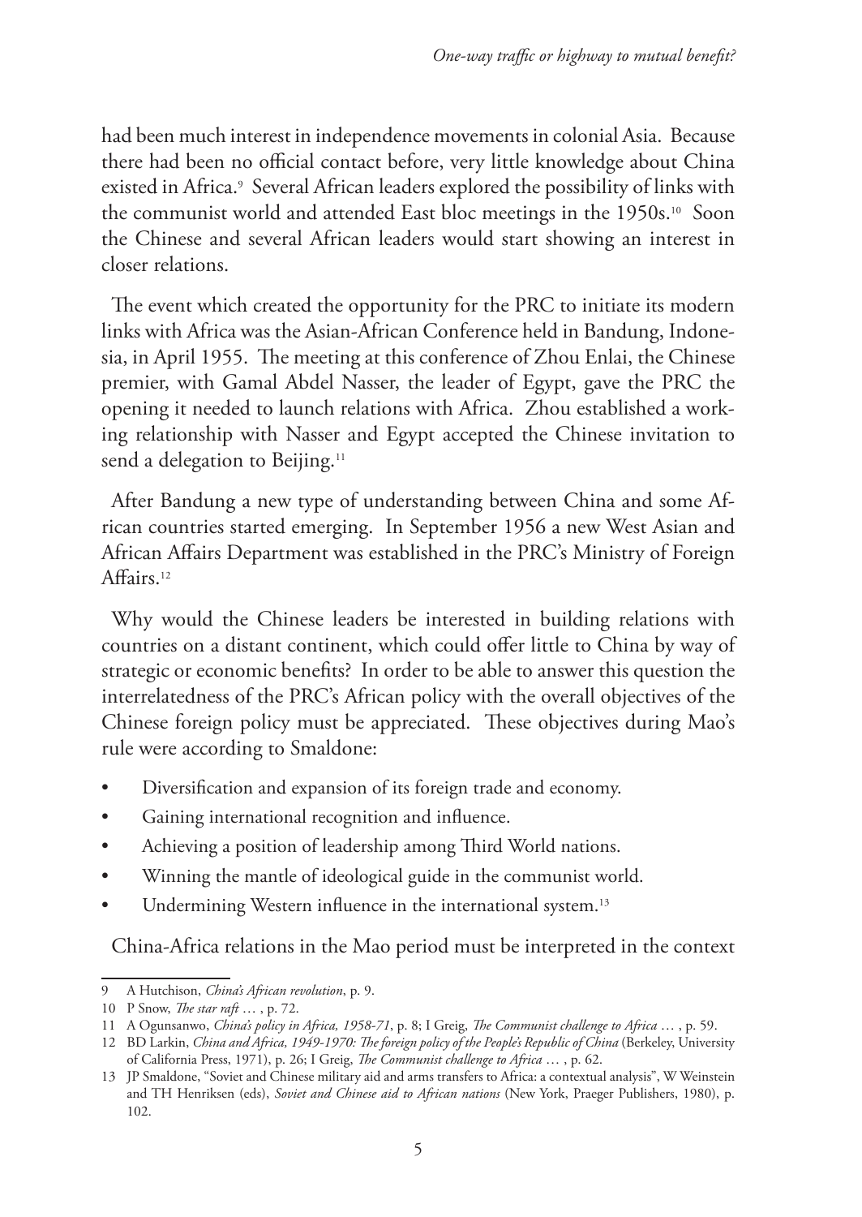had been much interest in independence movements in colonial Asia. Because there had been no official contact before, very little knowledge about China existed in Africa.[9] Several African leaders explored the possibility of links with the communist world and attended East bloc meetings in the 1950s.[10] Soon the Chinese and several African leaders would start showing an interest in closer relations.

The event which created the opportunity for the PRC to initiate its modern links with Africa was the Asian-African Conference held in Bandung, Indonesia, in April 1955. The meeting at this conference of Zhou Enlai, the Chinese premier, with Gamal Abdel Nasser, the leader of Egypt, gave the PRC the opening it needed to launch relations with Africa. Zhou established a working relationship with Nasser and Egypt accepted the Chinese invitation to send a delegation to Beijing.[11]

After Bandung a new type of understanding between China and some African countries started emerging. In September 1956 a new West Asian and African Affairs Department was established in the PRC's Ministry of Foreign Affairs.[12]

Why would the Chinese leaders be interested in building relations with countries on a distant continent, which could offer little to China by way of strategic or economic benefits? In order to be able to answer this question the interrelatedness of the PRC's African policy with the overall objectives of the Chinese foreign policy must be appreciated. These objectives during Mao's rule were according to Smaldone:

- Diversification and expansion of its foreign trade and economy.
- Gaining international recognition and influence.
- Achieving a position of leadership among Third World nations.
- Winning the mantle of ideological guide in the communist world.
- Undermining Western influence in the international system.[13]

China-Africa relations in the Mao period must be interpreted in the context

---

9 A Hutchison, *China's African revolution*, p. 9.

10 P Snow, *The star raft …* , p. 72.

11 A Ogunsanwo, *China's policy in Africa, 1958-71*, p. 8; I Greig, *The Communist challenge to Africa …* , p. 59.

12 BD Larkin, *China and Africa, 1949-1970: The foreign policy of the People's Republic of China* (Berkeley, University of California Press, 1971), p. 26; I Greig, *The Communist challenge to Africa …* , p. 62.

13 JP Smaldone, "Soviet and Chinese military aid and arms transfers to Africa: a contextual analysis", W Weinstein and TH Henriksen (eds), *Soviet and Chinese aid to African nations* (New York, Praeger Publishers, 1980), p. 102.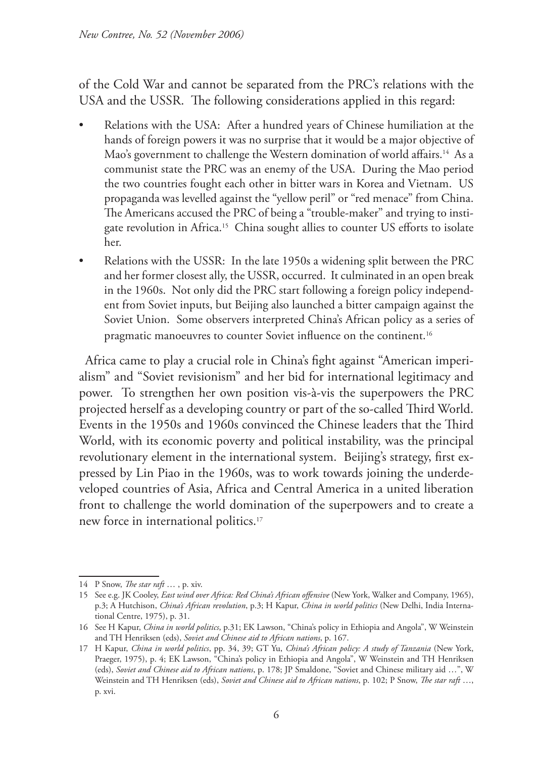of the Cold War and cannot be separated from the PRC's relations with the USA and the USSR. The following considerations applied in this regard:

- Relations with the USA: After a hundred years of Chinese humiliation at the hands of foreign powers it was no surprise that it would be a major objective of Mao's government to challenge the Western domination of world affairs.[14] As a communist state the PRC was an enemy of the USA. During the Mao period the two countries fought each other in bitter wars in Korea and Vietnam. US propaganda was levelled against the "yellow peril" or "red menace" from China. The Americans accused the PRC of being a "trouble-maker" and trying to instigate revolution in Africa.[15] China sought allies to counter US efforts to isolate her.
- Relations with the USSR: In the late 1950s a widening split between the PRC and her former closest ally, the USSR, occurred. It culminated in an open break in the 1960s. Not only did the PRC start following a foreign policy independent from Soviet inputs, but Beijing also launched a bitter campaign against the Soviet Union. Some observers interpreted China's African policy as a series of pragmatic manoeuvres to counter Soviet influence on the continent.[16]

Africa came to play a crucial role in China's fight against "American imperialism" and "Soviet revisionism" and her bid for international legitimacy and power. To strengthen her own position vis-à-vis the superpowers the PRC projected herself as a developing country or part of the so-called Third World. Events in the 1950s and 1960s convinced the Chinese leaders that the Third World, with its economic poverty and political instability, was the principal revolutionary element in the international system. Beijing's strategy, first expressed by Lin Piao in the 1960s, was to work towards joining the underdeveloped countries of Asia, Africa and Central America in a united liberation front to challenge the world domination of the superpowers and to create a new force in international politics.[17]

---

14 P Snow, *The star raft …* , p. xiv.

15 See e.g. JK Cooley, *East wind over Africa: Red China's African offensive* (New York, Walker and Company, 1965), p.3; A Hutchison, *China's African revolution*, p.3; H Kapur, *China in world politics* (New Delhi, India International Centre, 1975), p. 31.

16 See H Kapur, *China in world politics*, p.31; EK Lawson, "China's policy in Ethiopia and Angola", W Weinstein and TH Henriksen (eds), *Soviet and Chinese aid to African nations*, p. 167.

17 H Kapur, *China in world politics*, pp. 34, 39; GT Yu, *China's African policy: A study of Tanzania* (New York, Praeger, 1975), p. 4; EK Lawson, "China's policy in Ethiopia and Angola", W Weinstein and TH Henriksen (eds), *Soviet and Chinese aid to African nations*, p. 178; JP Smaldone, "Soviet and Chinese military aid …", W Weinstein and TH Henriksen (eds), *Soviet and Chinese aid to African nations*, p. 102; P Snow, *The star raft …*, p. xvi.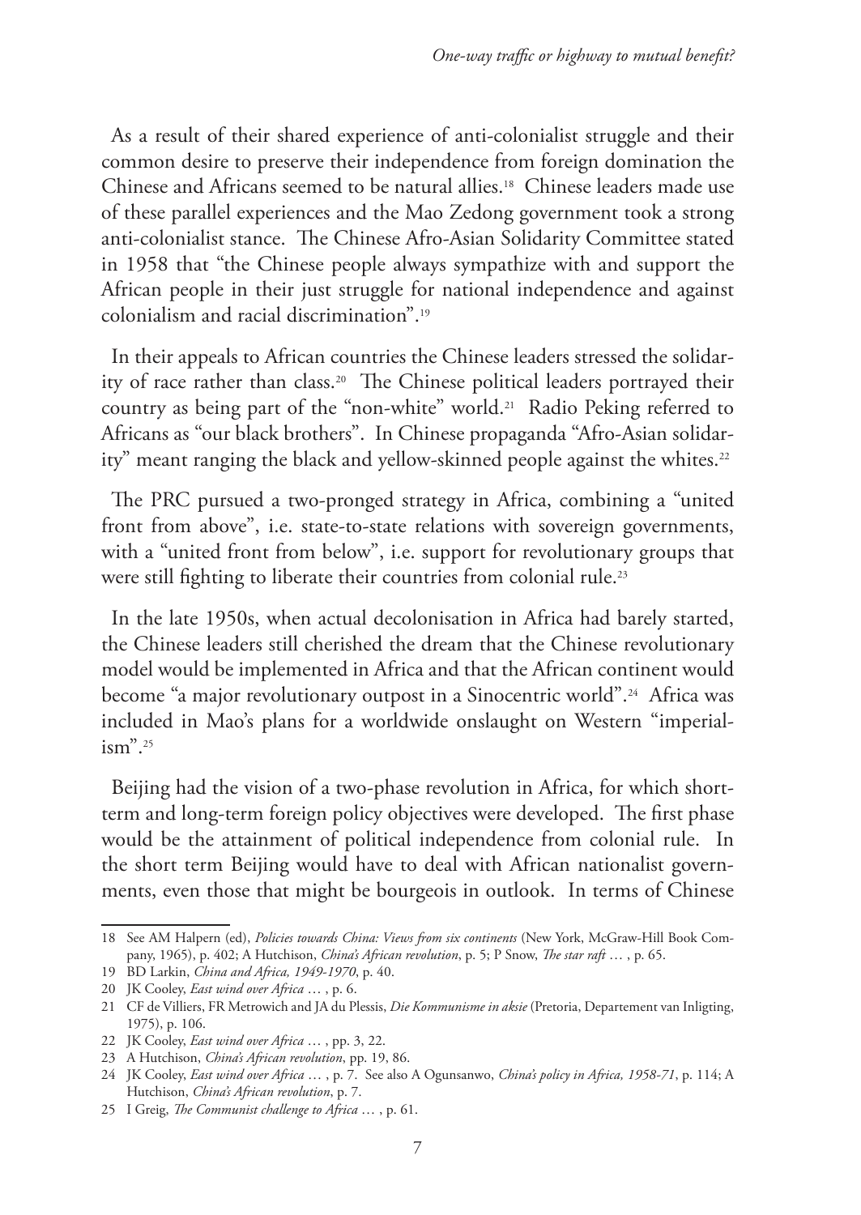As a result of their shared experience of anti-colonialist struggle and their common desire to preserve their independence from foreign domination the Chinese and Africans seemed to be natural allies.[18] Chinese leaders made use of these parallel experiences and the Mao Zedong government took a strong anti-colonialist stance. The Chinese Afro-Asian Solidarity Committee stated in 1958 that "the Chinese people always sympathize with and support the African people in their just struggle for national independence and against colonialism and racial discrimination".[19]

In their appeals to African countries the Chinese leaders stressed the solidarity of race rather than class.[20] The Chinese political leaders portrayed their country as being part of the "non-white" world.[21] Radio Peking referred to Africans as "our black brothers". In Chinese propaganda "Afro-Asian solidarity" meant ranging the black and yellow-skinned people against the whites.[22]

The PRC pursued a two-pronged strategy in Africa, combining a "united front from above", i.e. state-to-state relations with sovereign governments, with a "united front from below", i.e. support for revolutionary groups that were still fighting to liberate their countries from colonial rule.[23]

In the late 1950s, when actual decolonisation in Africa had barely started, the Chinese leaders still cherished the dream that the Chinese revolutionary model would be implemented in Africa and that the African continent would become "a major revolutionary outpost in a Sinocentric world".[24] Africa was included in Mao's plans for a worldwide onslaught on Western "imperialism".[25]

Beijing had the vision of a two-phase revolution in Africa, for which short-term and long-term foreign policy objectives were developed. The first phase would be the attainment of political independence from colonial rule. In the short term Beijing would have to deal with African nationalist governments, even those that might be bourgeois in outlook. In terms of Chinese

---

18 See AM Halpern (ed), *Policies towards China: Views from six continents* (New York, McGraw-Hill Book Company, 1965), p. 402; A Hutchison, *China's African revolution*, p. 5; P Snow, *The star raft …* , p. 65.

19 BD Larkin, *China and Africa, 1949-1970*, p. 40.

20 JK Cooley, *East wind over Africa …* , p. 6.

21 CF de Villiers, FR Metrowich and JA du Plessis, *Die Kommunisme in aksie* (Pretoria, Departement van Inligting, 1975), p. 106.

22 JK Cooley, *East wind over Africa …* , pp. 3, 22.

23 A Hutchison, *China's African revolution*, pp. 19, 86.

24 JK Cooley, *East wind over Africa …* , p. 7. See also A Ogunsanwo, *China's policy in Africa, 1958-71*, p. 114; A Hutchison, *China's African revolution*, p. 7.

25 I Greig, *The Communist challenge to Africa …* , p. 61.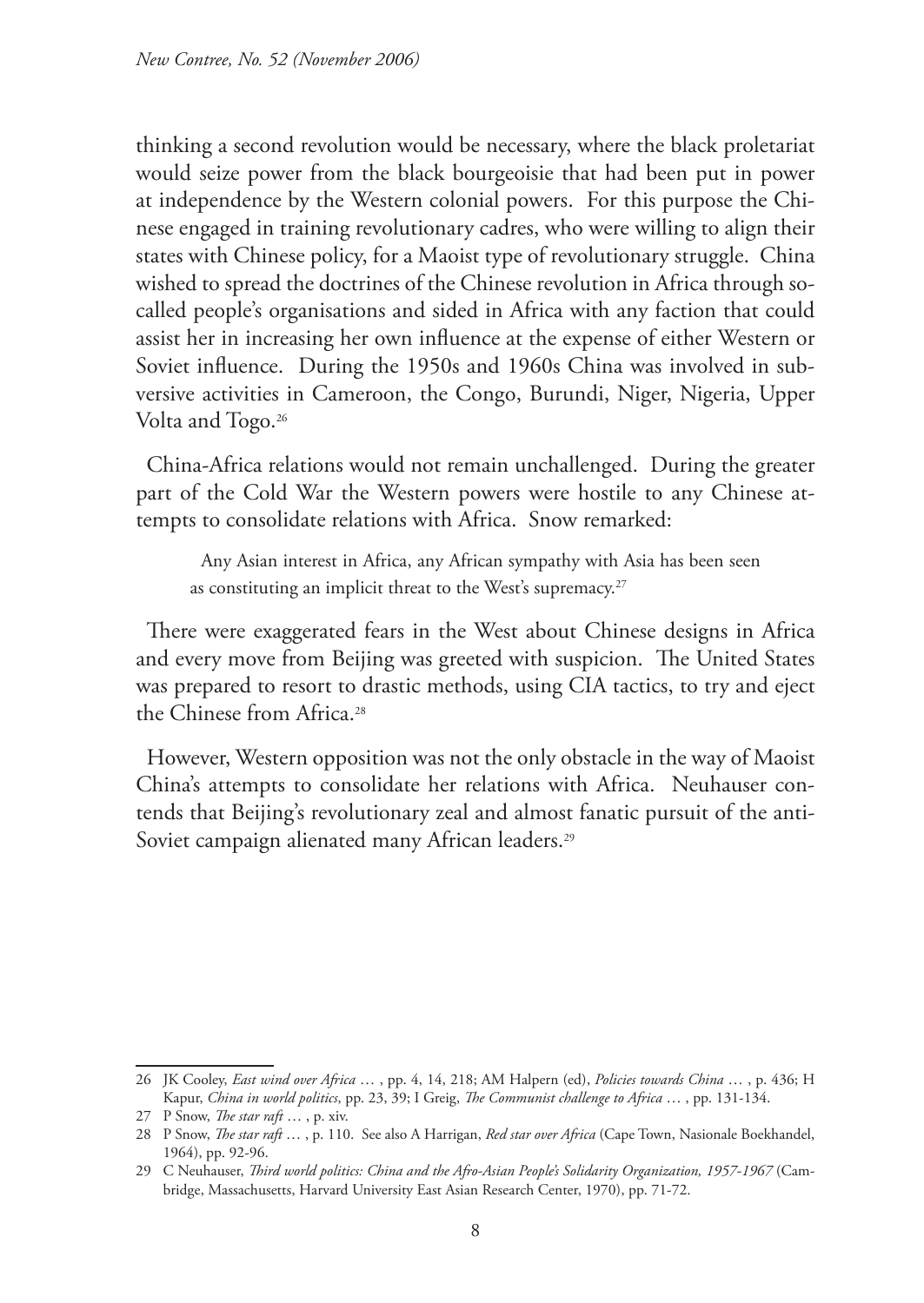thinking a second revolution would be necessary, where the black proletariat would seize power from the black bourgeoisie that had been put in power at independence by the Western colonial powers. For this purpose the Chinese engaged in training revolutionary cadres, who were willing to align their states with Chinese policy, for a Maoist type of revolutionary struggle. China wished to spread the doctrines of the Chinese revolution in Africa through so-called people's organisations and sided in Africa with any faction that could assist her in increasing her own influence at the expense of either Western or Soviet influence. During the 1950s and 1960s China was involved in subversive activities in Cameroon, the Congo, Burundi, Niger, Nigeria, Upper Volta and Togo.[26]

China-Africa relations would not remain unchallenged. During the greater part of the Cold War the Western powers were hostile to any Chinese attempts to consolidate relations with Africa. Snow remarked:

> Any Asian interest in Africa, any African sympathy with Asia has been seen as constituting an implicit threat to the West's supremacy.[27]

There were exaggerated fears in the West about Chinese designs in Africa and every move from Beijing was greeted with suspicion. The United States was prepared to resort to drastic methods, using CIA tactics, to try and eject the Chinese from Africa.[28]

However, Western opposition was not the only obstacle in the way of Maoist China's attempts to consolidate her relations with Africa. Neuhauser contends that Beijing's revolutionary zeal and almost fanatic pursuit of the anti-Soviet campaign alienated many African leaders.[29]

---

26 JK Cooley, *East wind over Africa* … , pp. 4, 14, 218; AM Halpern (ed), *Policies towards China* … , p. 436; H Kapur, *China in world politics*, pp. 23, 39; I Greig, *The Communist challenge to Africa* … , pp. 131-134.

27 P Snow, *The star raft* … , p. xiv.

28 P Snow, *The star raft* … , p. 110. See also A Harrigan, *Red star over Africa* (Cape Town, Nasionale Boekhandel, 1964), pp. 92-96.

29 C Neuhauser, *Third world politics: China and the Afro-Asian People's Solidarity Organization, 1957-1967* (Cambridge, Massachusetts, Harvard University East Asian Research Center, 1970), pp. 71-72.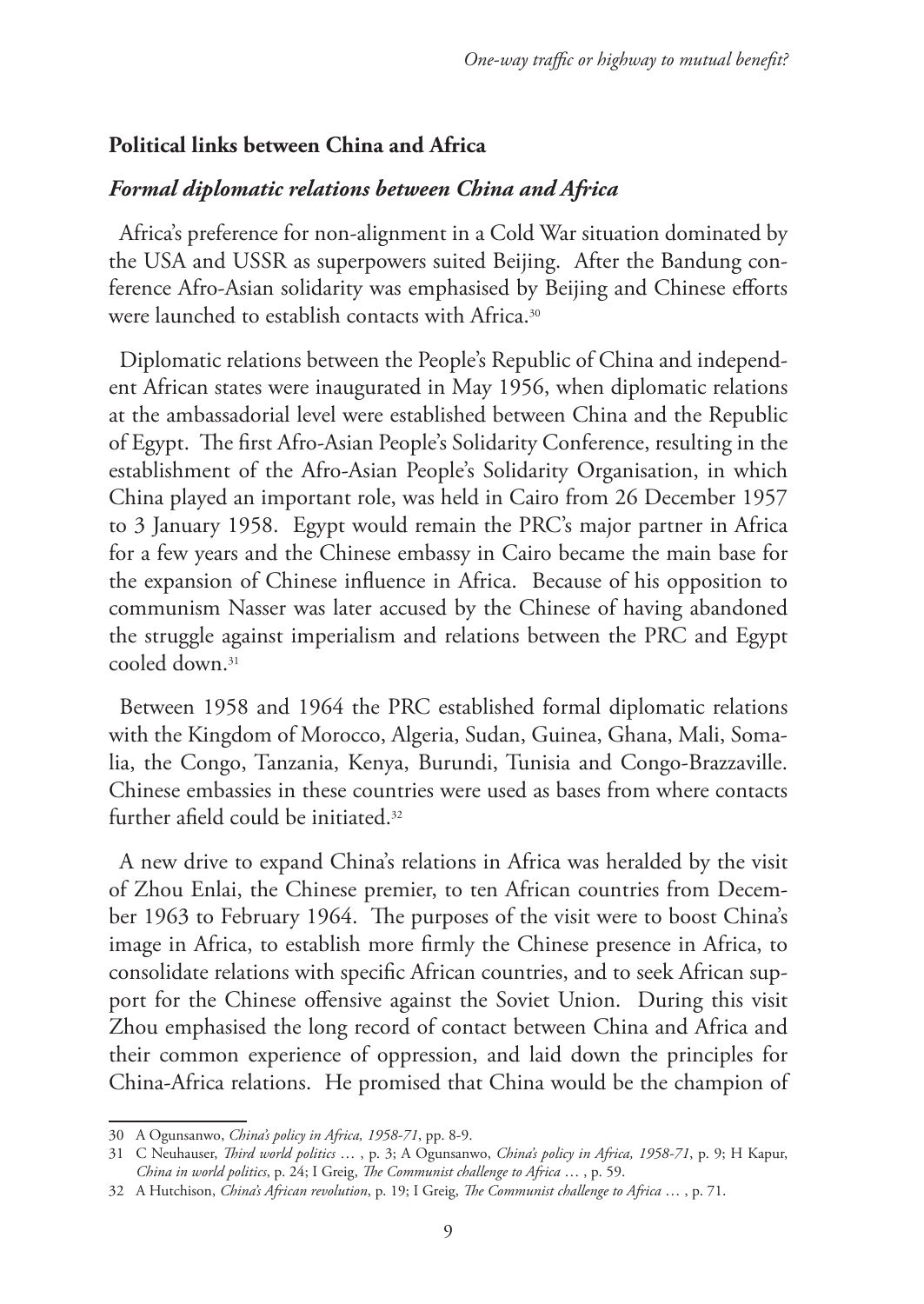## Political links between China and Africa

### *Formal diplomatic relations between China and Africa*

Africa's preference for non-alignment in a Cold War situation dominated by the USA and USSR as superpowers suited Beijing. After the Bandung conference Afro-Asian solidarity was emphasised by Beijing and Chinese efforts were launched to establish contacts with Africa.[30]

Diplomatic relations between the People's Republic of China and independent African states were inaugurated in May 1956, when diplomatic relations at the ambassadorial level were established between China and the Republic of Egypt. The first Afro-Asian People's Solidarity Conference, resulting in the establishment of the Afro-Asian People's Solidarity Organisation, in which China played an important role, was held in Cairo from 26 December 1957 to 3 January 1958. Egypt would remain the PRC's major partner in Africa for a few years and the Chinese embassy in Cairo became the main base for the expansion of Chinese influence in Africa. Because of his opposition to communism Nasser was later accused by the Chinese of having abandoned the struggle against imperialism and relations between the PRC and Egypt cooled down.[31]

Between 1958 and 1964 the PRC established formal diplomatic relations with the Kingdom of Morocco, Algeria, Sudan, Guinea, Ghana, Mali, Somalia, the Congo, Tanzania, Kenya, Burundi, Tunisia and Congo-Brazzaville. Chinese embassies in these countries were used as bases from where contacts further afield could be initiated.[32]

A new drive to expand China's relations in Africa was heralded by the visit of Zhou Enlai, the Chinese premier, to ten African countries from December 1963 to February 1964. The purposes of the visit were to boost China's image in Africa, to establish more firmly the Chinese presence in Africa, to consolidate relations with specific African countries, and to seek African support for the Chinese offensive against the Soviet Union. During this visit Zhou emphasised the long record of contact between China and Africa and their common experience of oppression, and laid down the principles for China-Africa relations. He promised that China would be the champion of

---

30 A Ogunsanwo, *China's policy in Africa, 1958-71*, pp. 8-9.

31 C Neuhauser, *Third world politics …* , p. 3; A Ogunsanwo, *China's policy in Africa, 1958-71*, p. 9; H Kapur, *China in world politics*, p. 24; I Greig, *The Communist challenge to Africa …* , p. 59.

32 A Hutchison, *China's African revolution*, p. 19; I Greig, *The Communist challenge to Africa …* , p. 71.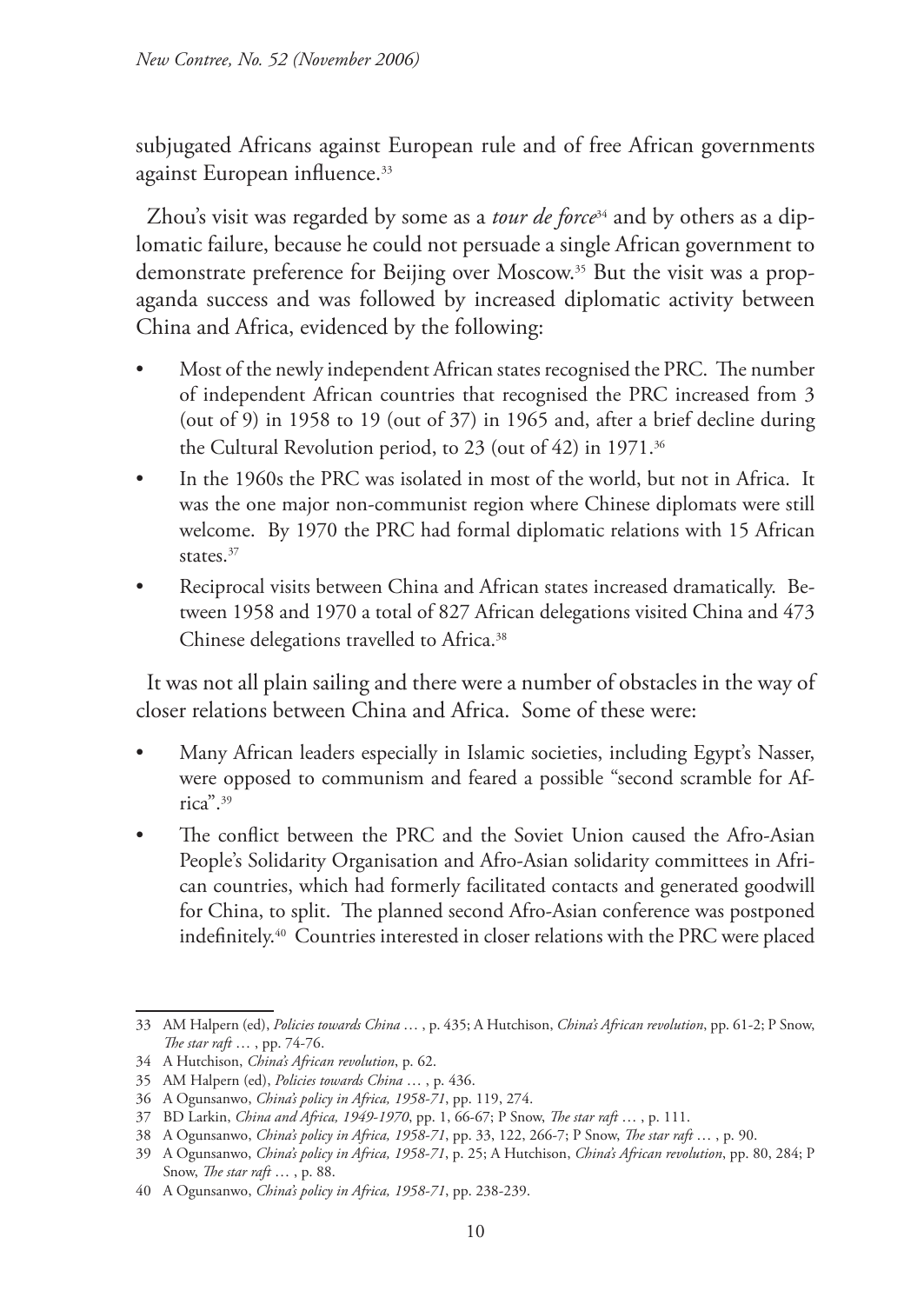subjugated Africans against European rule and of free African governments against European influence.[33]

Zhou's visit was regarded by some as a *tour de force*[34] and by others as a diplomatic failure, because he could not persuade a single African government to demonstrate preference for Beijing over Moscow.[35] But the visit was a propaganda success and was followed by increased diplomatic activity between China and Africa, evidenced by the following:

- Most of the newly independent African states recognised the PRC. The number of independent African countries that recognised the PRC increased from 3 (out of 9) in 1958 to 19 (out of 37) in 1965 and, after a brief decline during the Cultural Revolution period, to 23 (out of 42) in 1971.[36]
- In the 1960s the PRC was isolated in most of the world, but not in Africa. It was the one major non-communist region where Chinese diplomats were still welcome. By 1970 the PRC had formal diplomatic relations with 15 African states.[37]
- Reciprocal visits between China and African states increased dramatically. Between 1958 and 1970 a total of 827 African delegations visited China and 473 Chinese delegations travelled to Africa.[38]

It was not all plain sailing and there were a number of obstacles in the way of closer relations between China and Africa. Some of these were:

- Many African leaders especially in Islamic societies, including Egypt's Nasser, were opposed to communism and feared a possible "second scramble for Africa".[39]
- The conflict between the PRC and the Soviet Union caused the Afro-Asian People's Solidarity Organisation and Afro-Asian solidarity committees in African countries, which had formerly facilitated contacts and generated goodwill for China, to split. The planned second Afro-Asian conference was postponed indefinitely.[40] Countries interested in closer relations with the PRC were placed

---

33 AM Halpern (ed), *Policies towards China …* , p. 435; A Hutchison, *China's African revolution*, pp. 61-2; P Snow, *The star raft …* , pp. 74-76.

34 A Hutchison, *China's African revolution*, p. 62.

35 AM Halpern (ed), *Policies towards China …* , p. 436.

36 A Ogunsanwo, *China's policy in Africa, 1958-71*, pp. 119, 274.

37 BD Larkin, *China and Africa, 1949-1970*, pp. 1, 66-67; P Snow, *The star raft …* , p. 111.

38 A Ogunsanwo, *China's policy in Africa, 1958-71*, pp. 33, 122, 266-7; P Snow, *The star raft …* , p. 90.

39 A Ogunsanwo, *China's policy in Africa, 1958-71*, p. 25; A Hutchison, *China's African revolution*, pp. 80, 284; P Snow, *The star raft …* , p. 88.

40 A Ogunsanwo, *China's policy in Africa, 1958-71*, pp. 238-239.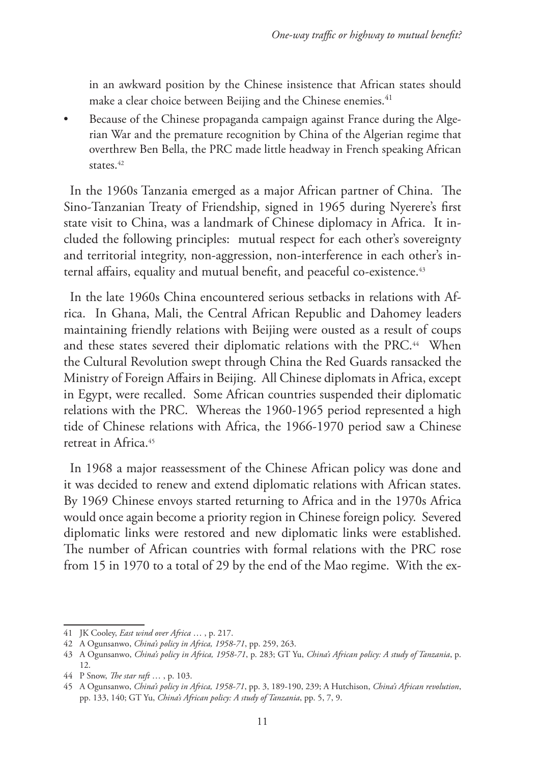in an awkward position by the Chinese insistence that African states should make a clear choice between Beijing and the Chinese enemies.[41]

- Because of the Chinese propaganda campaign against France during the Algerian War and the premature recognition by China of the Algerian regime that overthrew Ben Bella, the PRC made little headway in French speaking African states.[42]

In the 1960s Tanzania emerged as a major African partner of China. The Sino-Tanzanian Treaty of Friendship, signed in 1965 during Nyerere's first state visit to China, was a landmark of Chinese diplomacy in Africa. It included the following principles: mutual respect for each other's sovereignty and territorial integrity, non-aggression, non-interference in each other's internal affairs, equality and mutual benefit, and peaceful co-existence.[43]

In the late 1960s China encountered serious setbacks in relations with Africa. In Ghana, Mali, the Central African Republic and Dahomey leaders maintaining friendly relations with Beijing were ousted as a result of coups and these states severed their diplomatic relations with the PRC.[44] When the Cultural Revolution swept through China the Red Guards ransacked the Ministry of Foreign Affairs in Beijing. All Chinese diplomats in Africa, except in Egypt, were recalled. Some African countries suspended their diplomatic relations with the PRC. Whereas the 1960-1965 period represented a high tide of Chinese relations with Africa, the 1966-1970 period saw a Chinese retreat in Africa.[45]

In 1968 a major reassessment of the Chinese African policy was done and it was decided to renew and extend diplomatic relations with African states. By 1969 Chinese envoys started returning to Africa and in the 1970s Africa would once again become a priority region in Chinese foreign policy. Severed diplomatic links were restored and new diplomatic links were established. The number of African countries with formal relations with the PRC rose from 15 in 1970 to a total of 29 by the end of the Mao regime. With the ex-

---

41 JK Cooley, *East wind over Africa* … , p. 217.

42 A Ogunsanwo, *China's policy in Africa, 1958-71*, pp. 259, 263.

43 A Ogunsanwo, *China's policy in Africa, 1958-71*, p. 283; GT Yu, *China's African policy: A study of Tanzania*, p. 12.

44 P Snow, *The star raft* … , p. 103.

45 A Ogunsanwo, *China's policy in Africa, 1958-71*, pp. 3, 189-190, 239; A Hutchison, *China's African revolution*, pp. 133, 140; GT Yu, *China's African policy: A study of Tanzania*, pp. 5, 7, 9.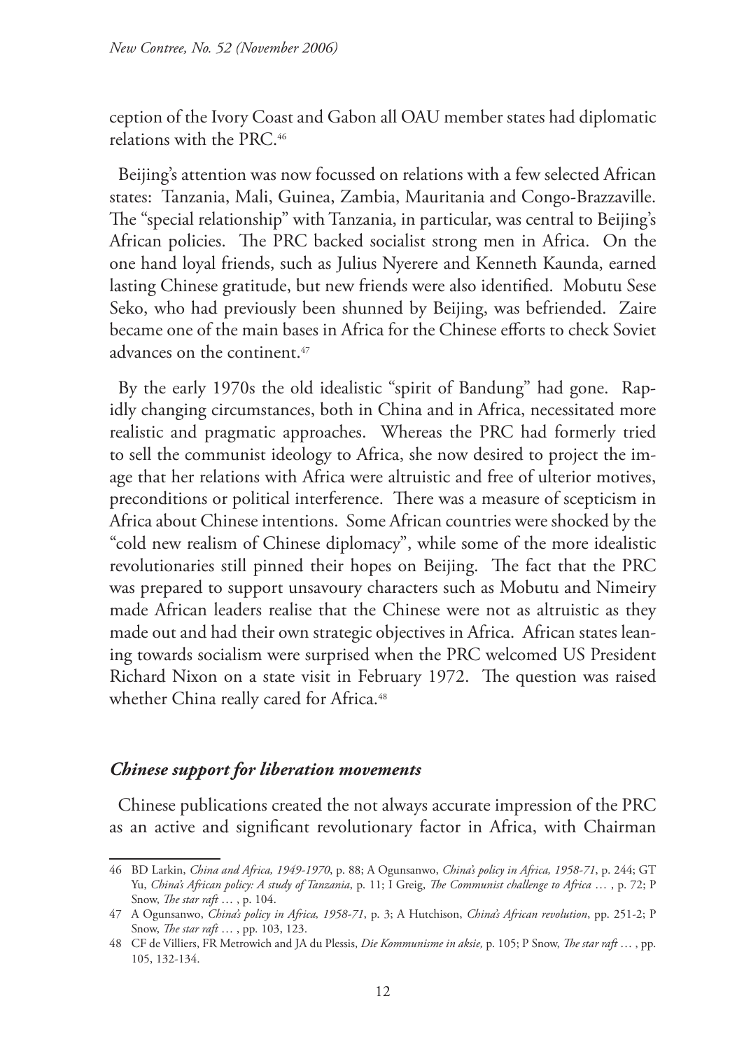ception of the Ivory Coast and Gabon all OAU member states had diplomatic relations with the PRC.[46]

Beijing's attention was now focussed on relations with a few selected African states: Tanzania, Mali, Guinea, Zambia, Mauritania and Congo-Brazzaville. The "special relationship" with Tanzania, in particular, was central to Beijing's African policies. The PRC backed socialist strong men in Africa. On the one hand loyal friends, such as Julius Nyerere and Kenneth Kaunda, earned lasting Chinese gratitude, but new friends were also identified. Mobutu Sese Seko, who had previously been shunned by Beijing, was befriended. Zaire became one of the main bases in Africa for the Chinese efforts to check Soviet advances on the continent.[47]

By the early 1970s the old idealistic "spirit of Bandung" had gone. Rapidly changing circumstances, both in China and in Africa, necessitated more realistic and pragmatic approaches. Whereas the PRC had formerly tried to sell the communist ideology to Africa, she now desired to project the image that her relations with Africa were altruistic and free of ulterior motives, preconditions or political interference. There was a measure of scepticism in Africa about Chinese intentions. Some African countries were shocked by the "cold new realism of Chinese diplomacy", while some of the more idealistic revolutionaries still pinned their hopes on Beijing. The fact that the PRC was prepared to support unsavoury characters such as Mobutu and Nimeiry made African leaders realise that the Chinese were not as altruistic as they made out and had their own strategic objectives in Africa. African states leaning towards socialism were surprised when the PRC welcomed US President Richard Nixon on a state visit in February 1972. The question was raised whether China really cared for Africa.[48]

### *Chinese support for liberation movements*

Chinese publications created the not always accurate impression of the PRC as an active and significant revolutionary factor in Africa, with Chairman

---

46 BD Larkin, *China and Africa, 1949-1970*, p. 88; A Ogunsanwo, *China's policy in Africa, 1958-71*, p. 244; GT Yu, *China's African policy: A study of Tanzania*, p. 11; I Greig, *The Communist challenge to Africa …* , p. 72; P Snow, *The star raft …* , p. 104.

47 A Ogunsanwo, *China's policy in Africa, 1958-71*, p. 3; A Hutchison, *China's African revolution*, pp. 251-2; P Snow, *The star raft …* , pp. 103, 123.

48 CF de Villiers, FR Metrowich and JA du Plessis, *Die Kommunisme in aksie,* p. 105; P Snow, *The star raft …* , pp. 105, 132-134.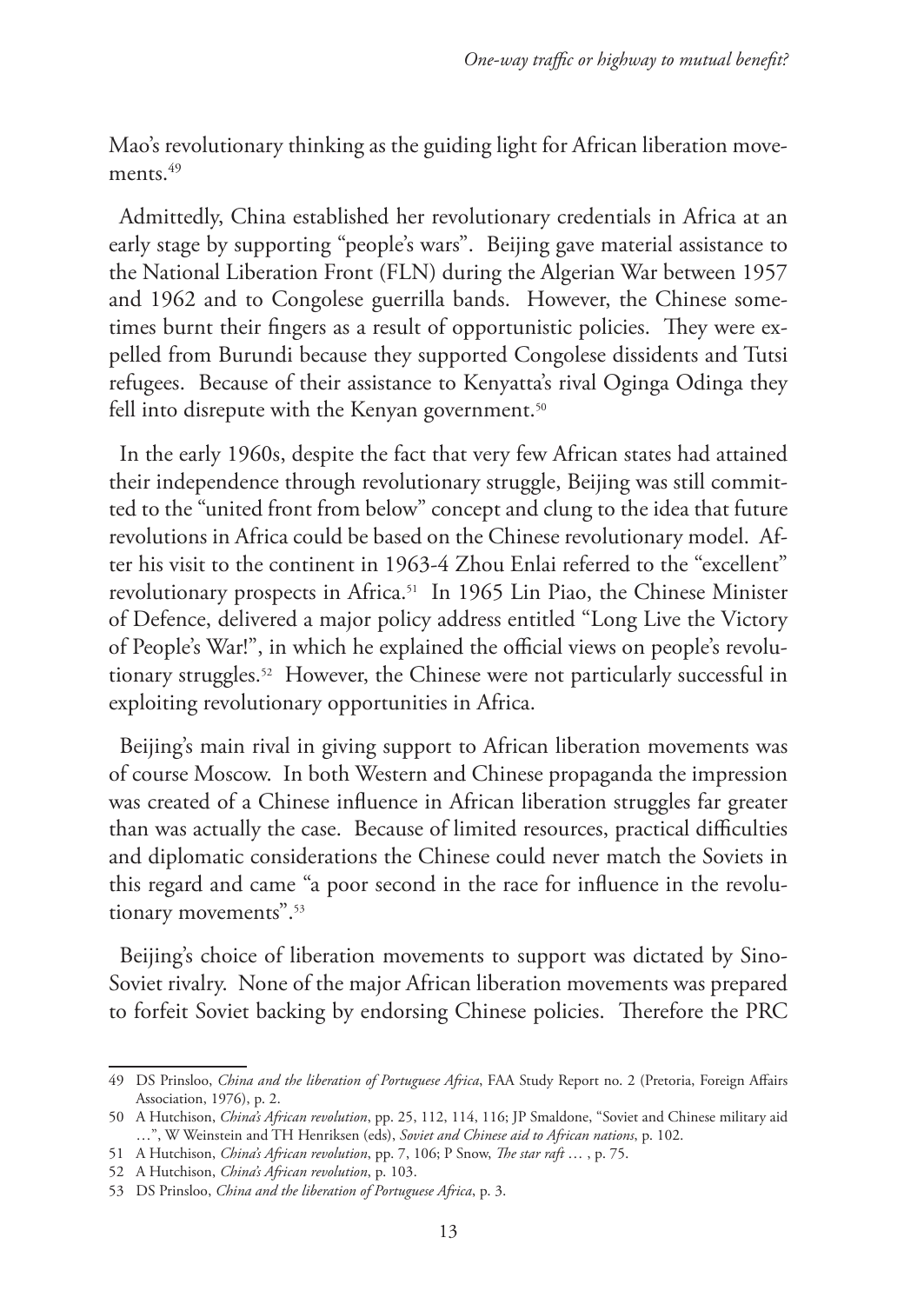Mao's revolutionary thinking as the guiding light for African liberation movements.[49]

Admittedly, China established her revolutionary credentials in Africa at an early stage by supporting "people's wars". Beijing gave material assistance to the National Liberation Front (FLN) during the Algerian War between 1957 and 1962 and to Congolese guerrilla bands. However, the Chinese sometimes burnt their fingers as a result of opportunistic policies. They were expelled from Burundi because they supported Congolese dissidents and Tutsi refugees. Because of their assistance to Kenyatta's rival Oginga Odinga they fell into disrepute with the Kenyan government.[50]

In the early 1960s, despite the fact that very few African states had attained their independence through revolutionary struggle, Beijing was still committed to the "united front from below" concept and clung to the idea that future revolutions in Africa could be based on the Chinese revolutionary model. After his visit to the continent in 1963-4 Zhou Enlai referred to the "excellent" revolutionary prospects in Africa.[51] In 1965 Lin Piao, the Chinese Minister of Defence, delivered a major policy address entitled "Long Live the Victory of People's War!", in which he explained the official views on people's revolutionary struggles.[52] However, the Chinese were not particularly successful in exploiting revolutionary opportunities in Africa.

Beijing's main rival in giving support to African liberation movements was of course Moscow. In both Western and Chinese propaganda the impression was created of a Chinese influence in African liberation struggles far greater than was actually the case. Because of limited resources, practical difficulties and diplomatic considerations the Chinese could never match the Soviets in this regard and came "a poor second in the race for influence in the revolutionary movements".[53]

Beijing's choice of liberation movements to support was dictated by Sino-Soviet rivalry. None of the major African liberation movements was prepared to forfeit Soviet backing by endorsing Chinese policies. Therefore the PRC

---

49 DS Prinsloo, *China and the liberation of Portuguese Africa*, FAA Study Report no. 2 (Pretoria, Foreign Affairs Association, 1976), p. 2.

50 A Hutchison, *China's African revolution*, pp. 25, 112, 114, 116; JP Smaldone, "Soviet and Chinese military aid …", W Weinstein and TH Henriksen (eds), *Soviet and Chinese aid to African nations*, p. 102.

51 A Hutchison, *China's African revolution*, pp. 7, 106; P Snow, *The star raft* … , p. 75.

52 A Hutchison, *China's African revolution*, p. 103.

53 DS Prinsloo, *China and the liberation of Portuguese Africa*, p. 3.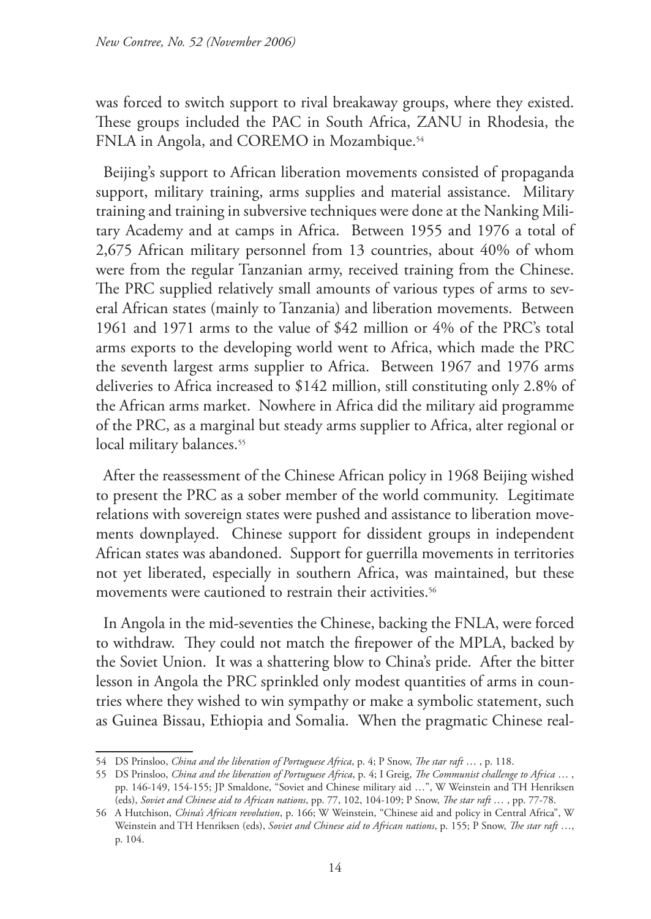was forced to switch support to rival breakaway groups, where they existed. These groups included the PAC in South Africa, ZANU in Rhodesia, the FNLA in Angola, and COREMO in Mozambique.[54]

Beijing's support to African liberation movements consisted of propaganda support, military training, arms supplies and material assistance. Military training and training in subversive techniques were done at the Nanking Military Academy and at camps in Africa. Between 1955 and 1976 a total of 2,675 African military personnel from 13 countries, about 40% of whom were from the regular Tanzanian army, received training from the Chinese. The PRC supplied relatively small amounts of various types of arms to several African states (mainly to Tanzania) and liberation movements. Between 1961 and 1971 arms to the value of $42 million or 4% of the PRC's total arms exports to the developing world went to Africa, which made the PRC the seventh largest arms supplier to Africa. Between 1967 and 1976 arms deliveries to Africa increased to $142 million, still constituting only 2.8% of the African arms market. Nowhere in Africa did the military aid programme of the PRC, as a marginal but steady arms supplier to Africa, alter regional or local military balances.[55]

After the reassessment of the Chinese African policy in 1968 Beijing wished to present the PRC as a sober member of the world community. Legitimate relations with sovereign states were pushed and assistance to liberation movements downplayed. Chinese support for dissident groups in independent African states was abandoned. Support for guerrilla movements in territories not yet liberated, especially in southern Africa, was maintained, but these movements were cautioned to restrain their activities.[56]

In Angola in the mid-seventies the Chinese, backing the FNLA, were forced to withdraw. They could not match the firepower of the MPLA, backed by the Soviet Union. It was a shattering blow to China's pride. After the bitter lesson in Angola the PRC sprinkled only modest quantities of arms in countries where they wished to win sympathy or make a symbolic statement, such as Guinea Bissau, Ethiopia and Somalia. When the pragmatic Chinese real-

---

54 DS Prinsloo, *China and the liberation of Portuguese Africa*, p. 4; P Snow, *The star raft …* , p. 118.

55 DS Prinsloo, *China and the liberation of Portuguese Africa*, p. 4; I Greig, *The Communist challenge to Africa …* , pp. 146-149, 154-155; JP Smaldone, "Soviet and Chinese military aid …", W Weinstein and TH Henriksen (eds), *Soviet and Chinese aid to African nations*, pp. 77, 102, 104-109; P Snow, *The star raft …* , pp. 77-78.

56 A Hutchison, *China's African revolution*, p. 166; W Weinstein, "Chinese aid and policy in Central Africa", W Weinstein and TH Henriksen (eds), *Soviet and Chinese aid to African nations*, p. 155; P Snow, *The star raft …*, p. 104.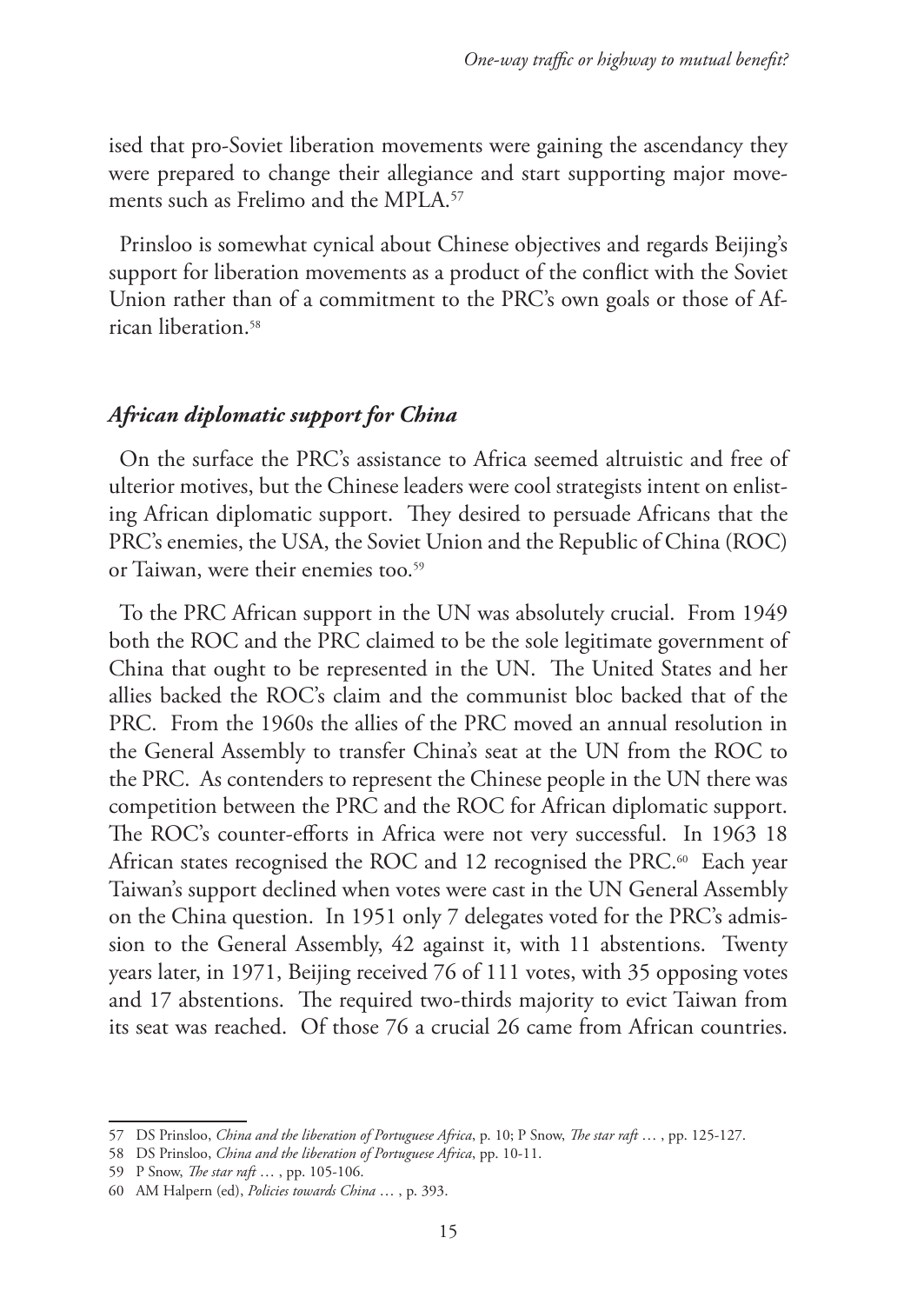ised that pro-Soviet liberation movements were gaining the ascendancy they were prepared to change their allegiance and start supporting major movements such as Frelimo and the MPLA.[57]

Prinsloo is somewhat cynical about Chinese objectives and regards Beijing's support for liberation movements as a product of the conflict with the Soviet Union rather than of a commitment to the PRC's own goals or those of African liberation.[58]

### *African diplomatic support for China*

On the surface the PRC's assistance to Africa seemed altruistic and free of ulterior motives, but the Chinese leaders were cool strategists intent on enlisting African diplomatic support. They desired to persuade Africans that the PRC's enemies, the USA, the Soviet Union and the Republic of China (ROC) or Taiwan, were their enemies too.[59]

To the PRC African support in the UN was absolutely crucial. From 1949 both the ROC and the PRC claimed to be the sole legitimate government of China that ought to be represented in the UN. The United States and her allies backed the ROC's claim and the communist bloc backed that of the PRC. From the 1960s the allies of the PRC moved an annual resolution in the General Assembly to transfer China's seat at the UN from the ROC to the PRC. As contenders to represent the Chinese people in the UN there was competition between the PRC and the ROC for African diplomatic support. The ROC's counter-efforts in Africa were not very successful. In 1963 18 African states recognised the ROC and 12 recognised the PRC.[60] Each year Taiwan's support declined when votes were cast in the UN General Assembly on the China question. In 1951 only 7 delegates voted for the PRC's admission to the General Assembly, 42 against it, with 11 abstentions. Twenty years later, in 1971, Beijing received 76 of 111 votes, with 35 opposing votes and 17 abstentions. The required two-thirds majority to evict Taiwan from its seat was reached. Of those 76 a crucial 26 came from African countries.

---

57 DS Prinsloo, *China and the liberation of Portuguese Africa*, p. 10; P Snow, *The star raft …* , pp. 125-127.

58 DS Prinsloo, *China and the liberation of Portuguese Africa*, pp. 10-11.

59 P Snow, *The star raft …* , pp. 105-106.

60 AM Halpern (ed), *Policies towards China …* , p. 393.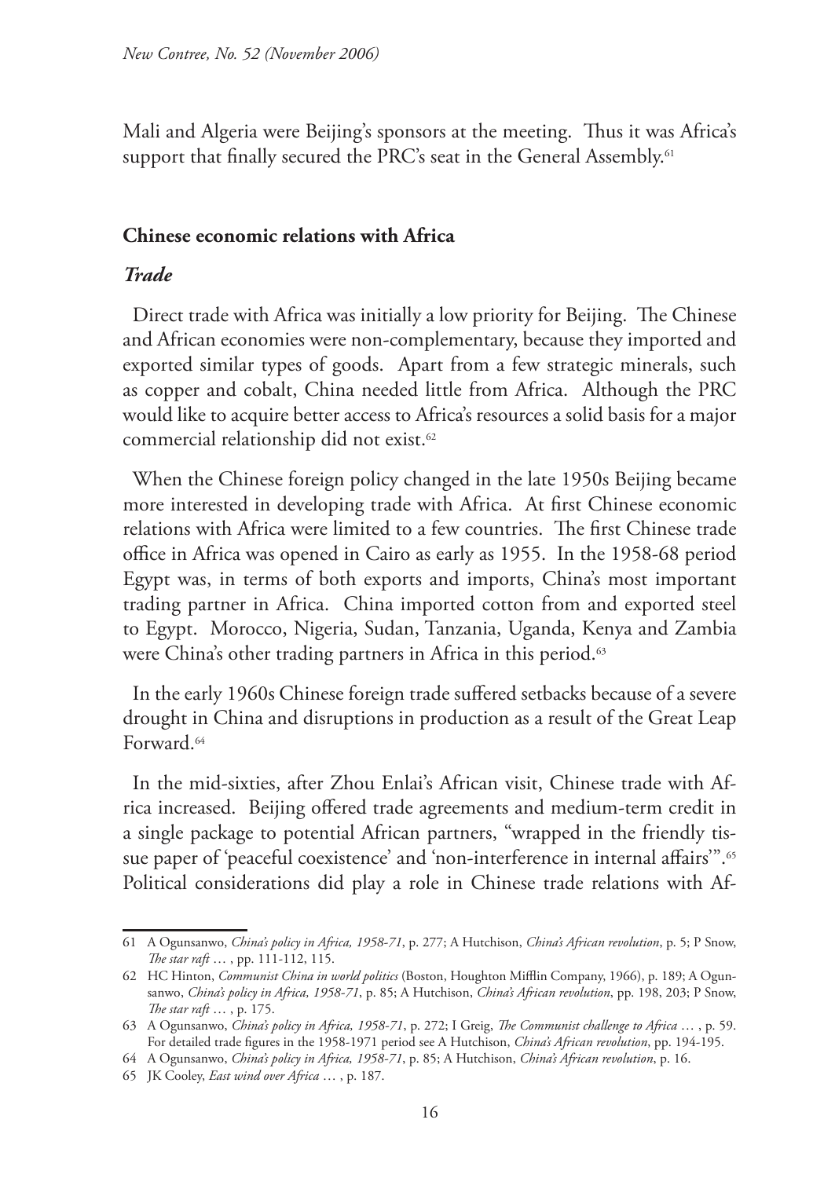Mali and Algeria were Beijing's sponsors at the meeting. Thus it was Africa's support that finally secured the PRC's seat in the General Assembly.[61]

## Chinese economic relations with Africa

### *Trade*

Direct trade with Africa was initially a low priority for Beijing. The Chinese and African economies were non-complementary, because they imported and exported similar types of goods. Apart from a few strategic minerals, such as copper and cobalt, China needed little from Africa. Although the PRC would like to acquire better access to Africa's resources a solid basis for a major commercial relationship did not exist.[62]

When the Chinese foreign policy changed in the late 1950s Beijing became more interested in developing trade with Africa. At first Chinese economic relations with Africa were limited to a few countries. The first Chinese trade office in Africa was opened in Cairo as early as 1955. In the 1958-68 period Egypt was, in terms of both exports and imports, China's most important trading partner in Africa. China imported cotton from and exported steel to Egypt. Morocco, Nigeria, Sudan, Tanzania, Uganda, Kenya and Zambia were China's other trading partners in Africa in this period.[63]

In the early 1960s Chinese foreign trade suffered setbacks because of a severe drought in China and disruptions in production as a result of the Great Leap Forward.[64]

In the mid-sixties, after Zhou Enlai's African visit, Chinese trade with Africa increased. Beijing offered trade agreements and medium-term credit in a single package to potential African partners, "wrapped in the friendly tissue paper of 'peaceful coexistence' and 'non-interference in internal affairs'".[65] Political considerations did play a role in Chinese trade relations with Af-

---

61 A Ogunsanwo, *China's policy in Africa, 1958-71*, p. 277; A Hutchison, *China's African revolution*, p. 5; P Snow, *The star raft …* , pp. 111-112, 115.

62 HC Hinton, *Communist China in world politics* (Boston, Houghton Mifflin Company, 1966), p. 189; A Ogunsanwo, *China's policy in Africa, 1958-71*, p. 85; A Hutchison, *China's African revolution*, pp. 198, 203; P Snow, *The star raft …* , p. 175.

63 A Ogunsanwo, *China's policy in Africa, 1958-71*, p. 272; I Greig, *The Communist challenge to Africa …* , p. 59. For detailed trade figures in the 1958-1971 period see A Hutchison, *China's African revolution*, pp. 194-195.

64 A Ogunsanwo, *China's policy in Africa, 1958-71*, p. 85; A Hutchison, *China's African revolution*, p. 16.

65 JK Cooley, *East wind over Africa …* , p. 187.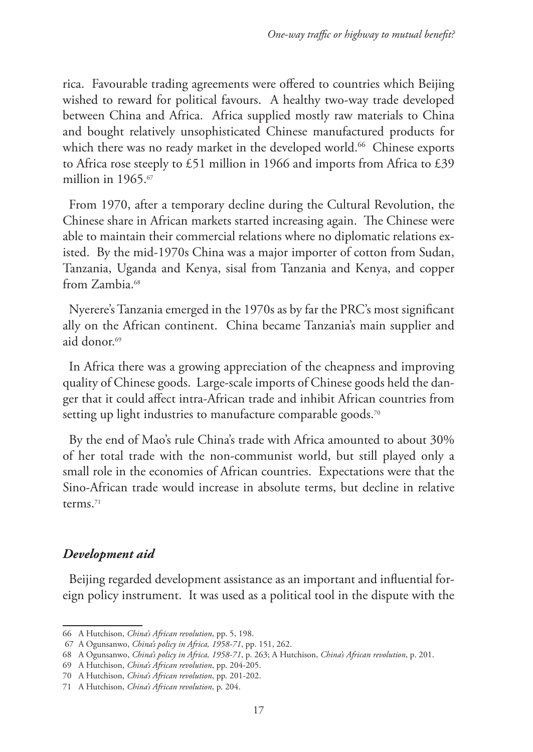rica. Favourable trading agreements were offered to countries which Beijing wished to reward for political favours. A healthy two-way trade developed between China and Africa. Africa supplied mostly raw materials to China and bought relatively unsophisticated Chinese manufactured products for which there was no ready market in the developed world.[66] Chinese exports to Africa rose steeply to £51 million in 1966 and imports from Africa to £39 million in 1965.[67]

From 1970, after a temporary decline during the Cultural Revolution, the Chinese share in African markets started increasing again. The Chinese were able to maintain their commercial relations where no diplomatic relations existed. By the mid-1970s China was a major importer of cotton from Sudan, Tanzania, Uganda and Kenya, sisal from Tanzania and Kenya, and copper from Zambia.[68]

Nyerere's Tanzania emerged in the 1970s as by far the PRC's most significant ally on the African continent. China became Tanzania's main supplier and aid donor.[69]

In Africa there was a growing appreciation of the cheapness and improving quality of Chinese goods. Large-scale imports of Chinese goods held the danger that it could affect intra-African trade and inhibit African countries from setting up light industries to manufacture comparable goods.[70]

By the end of Mao's rule China's trade with Africa amounted to about 30% of her total trade with the non-communist world, but still played only a small role in the economies of African countries. Expectations were that the Sino-African trade would increase in absolute terms, but decline in relative terms.[71]

### *Development aid*

Beijing regarded development assistance as an important and influential foreign policy instrument. It was used as a political tool in the dispute with the

---

66 A Hutchison, *China's African revolution*, pp. 5, 198.

67 A Ogunsanwo, *China's policy in Africa, 1958-71*, pp. 151, 262.

68 A Ogunsanwo, *China's policy in Africa, 1958-71*, p. 263; A Hutchison, *China's African revolution*, p. 201.

69 A Hutchison, *China's African revolution*, pp. 204-205.

70 A Hutchison, *China's African revolution*, pp. 201-202.

71 A Hutchison, *China's African revolution*, p. 204.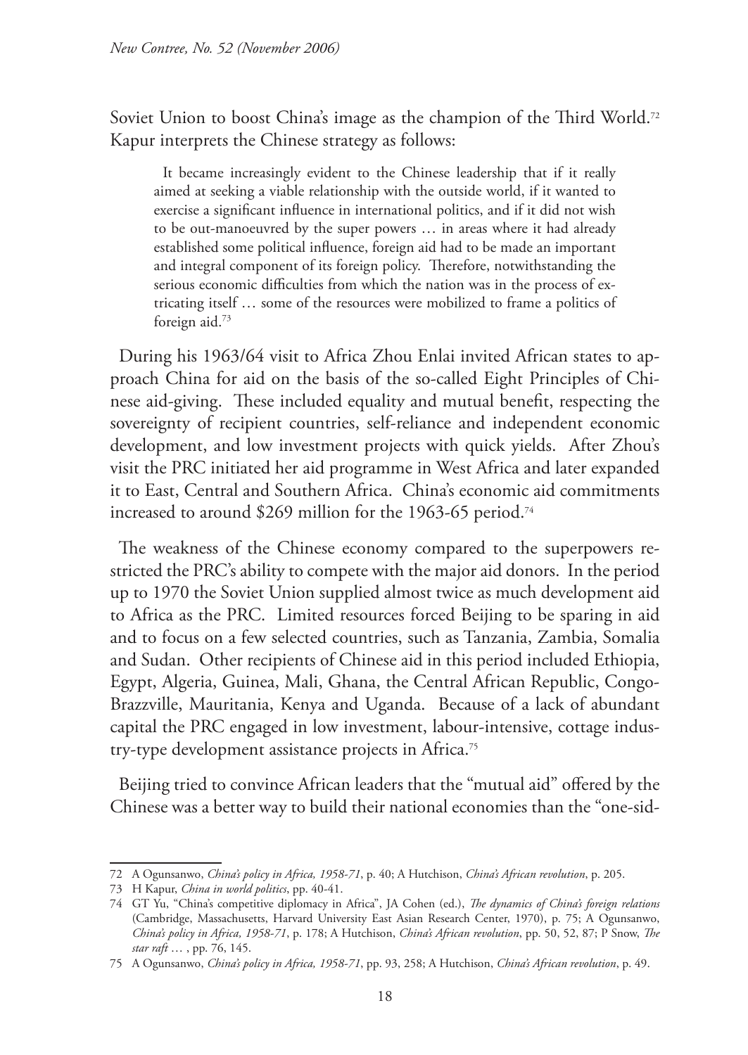Soviet Union to boost China's image as the champion of the Third World.[72] Kapur interprets the Chinese strategy as follows:

> It became increasingly evident to the Chinese leadership that if it really aimed at seeking a viable relationship with the outside world, if it wanted to exercise a significant influence in international politics, and if it did not wish to be out-manoeuvred by the super powers … in areas where it had already established some political influence, foreign aid had to be made an important and integral component of its foreign policy. Therefore, notwithstanding the serious economic difficulties from which the nation was in the process of extricating itself … some of the resources were mobilized to frame a politics of foreign aid.[73]

During his 1963/64 visit to Africa Zhou Enlai invited African states to approach China for aid on the basis of the so-called Eight Principles of Chinese aid-giving. These included equality and mutual benefit, respecting the sovereignty of recipient countries, self-reliance and independent economic development, and low investment projects with quick yields. After Zhou's visit the PRC initiated her aid programme in West Africa and later expanded it to East, Central and Southern Africa. China's economic aid commitments increased to around $269 million for the 1963-65 period.[74]

The weakness of the Chinese economy compared to the superpowers restricted the PRC's ability to compete with the major aid donors. In the period up to 1970 the Soviet Union supplied almost twice as much development aid to Africa as the PRC. Limited resources forced Beijing to be sparing in aid and to focus on a few selected countries, such as Tanzania, Zambia, Somalia and Sudan. Other recipients of Chinese aid in this period included Ethiopia, Egypt, Algeria, Guinea, Mali, Ghana, the Central African Republic, Congo-Brazzville, Mauritania, Kenya and Uganda. Because of a lack of abundant capital the PRC engaged in low investment, labour-intensive, cottage industry-type development assistance projects in Africa.[75]

Beijing tried to convince African leaders that the "mutual aid" offered by the Chinese was a better way to build their national economies than the "one-sid-

---

72 A Ogunsanwo, *China's policy in Africa, 1958-71*, p. 40; A Hutchison, *China's African revolution*, p. 205.

73 H Kapur, *China in world politics*, pp. 40-41.

74 GT Yu, "China's competitive diplomacy in Africa", JA Cohen (ed.), *The dynamics of China's foreign relations* (Cambridge, Massachusetts, Harvard University East Asian Research Center, 1970), p. 75; A Ogunsanwo, *China's policy in Africa, 1958-71*, p. 178; A Hutchison, *China's African revolution*, pp. 50, 52, 87; P Snow, *The star raft* … , pp. 76, 145.

75 A Ogunsanwo, *China's policy in Africa, 1958-71*, pp. 93, 258; A Hutchison, *China's African revolution*, p. 49.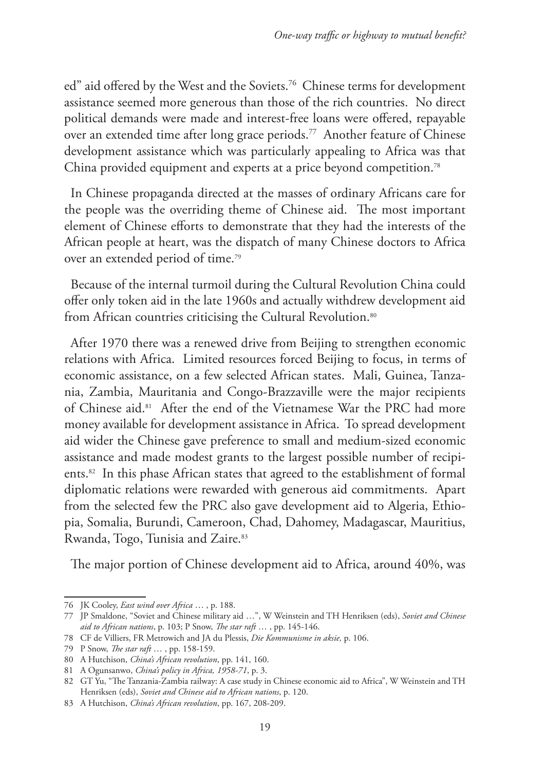ed" aid offered by the West and the Soviets.[76] Chinese terms for development assistance seemed more generous than those of the rich countries. No direct political demands were made and interest-free loans were offered, repayable over an extended time after long grace periods.[77] Another feature of Chinese development assistance which was particularly appealing to Africa was that China provided equipment and experts at a price beyond competition.[78]

In Chinese propaganda directed at the masses of ordinary Africans care for the people was the overriding theme of Chinese aid. The most important element of Chinese efforts to demonstrate that they had the interests of the African people at heart, was the dispatch of many Chinese doctors to Africa over an extended period of time.[79]

Because of the internal turmoil during the Cultural Revolution China could offer only token aid in the late 1960s and actually withdrew development aid from African countries criticising the Cultural Revolution.[80]

After 1970 there was a renewed drive from Beijing to strengthen economic relations with Africa. Limited resources forced Beijing to focus, in terms of economic assistance, on a few selected African states. Mali, Guinea, Tanzania, Zambia, Mauritania and Congo-Brazzaville were the major recipients of Chinese aid.[81] After the end of the Vietnamese War the PRC had more money available for development assistance in Africa. To spread development aid wider the Chinese gave preference to small and medium-sized economic assistance and made modest grants to the largest possible number of recipients.[82] In this phase African states that agreed to the establishment of formal diplomatic relations were rewarded with generous aid commitments. Apart from the selected few the PRC also gave development aid to Algeria, Ethiopia, Somalia, Burundi, Cameroon, Chad, Dahomey, Madagascar, Mauritius, Rwanda, Togo, Tunisia and Zaire.[83]

The major portion of Chinese development aid to Africa, around 40%, was

---

76 JK Cooley, *East wind over Africa …* , p. 188.

77 JP Smaldone, "Soviet and Chinese military aid …", W Weinstein and TH Henriksen (eds), *Soviet and Chinese aid to African nations*, p. 103; P Snow, *The star raft …* , pp. 145-146.

78 CF de Villiers, FR Metrowich and JA du Plessis, *Die Kommunisme in aksie,* p. 106.

79 P Snow, *The star raft …* , pp. 158-159.

80 A Hutchison, *China's African revolution*, pp. 141, 160.

81 A Ogunsanwo, *China's policy in Africa, 1958-71*, p. 3.

82 GT Yu, "The Tanzania-Zambia railway: A case study in Chinese economic aid to Africa", W Weinstein and TH Henriksen (eds), *Soviet and Chinese aid to African nations*, p. 120.

83 A Hutchison, *China's African revolution*, pp. 167, 208-209.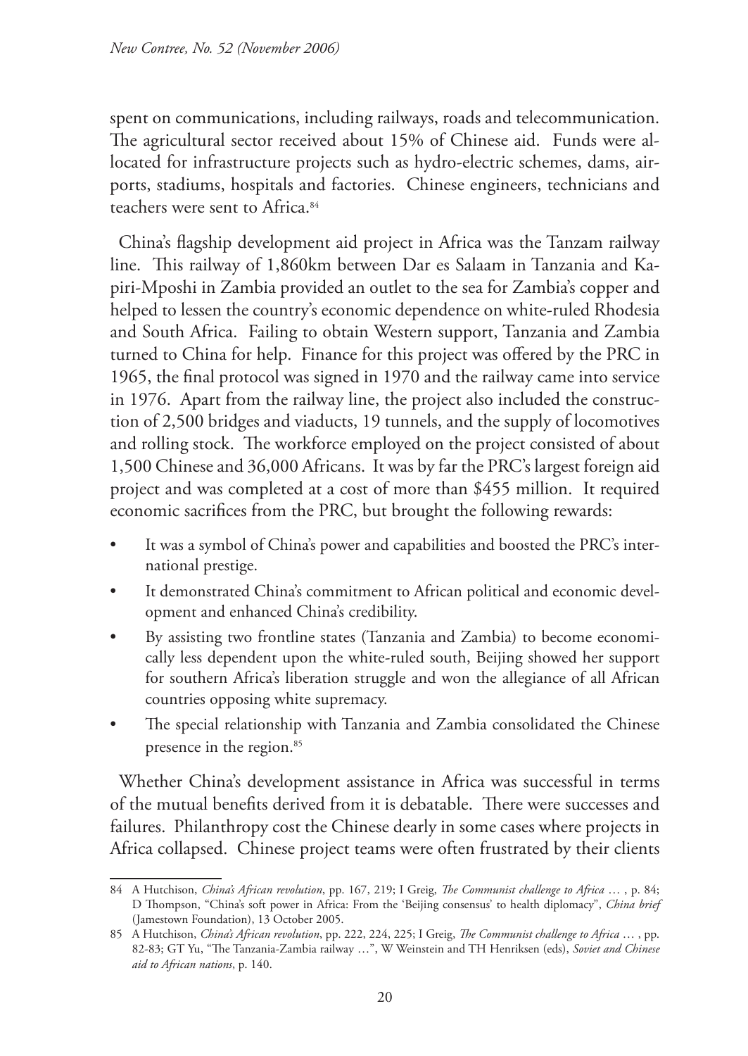spent on communications, including railways, roads and telecommunication. The agricultural sector received about 15% of Chinese aid. Funds were allocated for infrastructure projects such as hydro-electric schemes, dams, airports, stadiums, hospitals and factories. Chinese engineers, technicians and teachers were sent to Africa.[84]

China's flagship development aid project in Africa was the Tanzam railway line. This railway of 1,860km between Dar es Salaam in Tanzania and Kapiri-Mposhi in Zambia provided an outlet to the sea for Zambia's copper and helped to lessen the country's economic dependence on white-ruled Rhodesia and South Africa. Failing to obtain Western support, Tanzania and Zambia turned to China for help. Finance for this project was offered by the PRC in 1965, the final protocol was signed in 1970 and the railway came into service in 1976. Apart from the railway line, the project also included the construction of 2,500 bridges and viaducts, 19 tunnels, and the supply of locomotives and rolling stock. The workforce employed on the project consisted of about 1,500 Chinese and 36,000 Africans. It was by far the PRC's largest foreign aid project and was completed at a cost of more than $455 million. It required economic sacrifices from the PRC, but brought the following rewards:

- It was a symbol of China's power and capabilities and boosted the PRC's international prestige.
- It demonstrated China's commitment to African political and economic development and enhanced China's credibility.
- By assisting two frontline states (Tanzania and Zambia) to become economically less dependent upon the white-ruled south, Beijing showed her support for southern Africa's liberation struggle and won the allegiance of all African countries opposing white supremacy.
- The special relationship with Tanzania and Zambia consolidated the Chinese presence in the region.[85]

Whether China's development assistance in Africa was successful in terms of the mutual benefits derived from it is debatable. There were successes and failures. Philanthropy cost the Chinese dearly in some cases where projects in Africa collapsed. Chinese project teams were often frustrated by their clients

---

84 A Hutchison, *China's African revolution*, pp. 167, 219; I Greig, *The Communist challenge to Africa* … , p. 84; D Thompson, "China's soft power in Africa: From the 'Beijing consensus' to health diplomacy", *China brief* (Jamestown Foundation), 13 October 2005.

85 A Hutchison, *China's African revolution*, pp. 222, 224, 225; I Greig, *The Communist challenge to Africa* … , pp. 82-83; GT Yu, "The Tanzania-Zambia railway …", W Weinstein and TH Henriksen (eds), *Soviet and Chinese aid to African nations*, p. 140.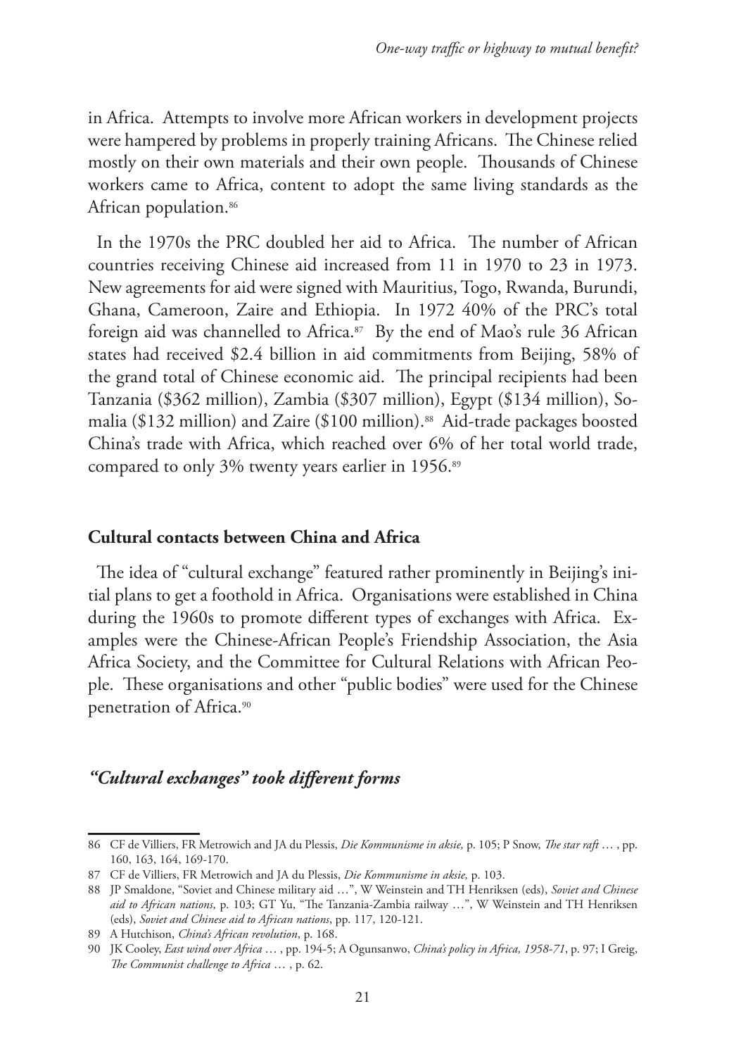in Africa. Attempts to involve more African workers in development projects were hampered by problems in properly training Africans. The Chinese relied mostly on their own materials and their own people. Thousands of Chinese workers came to Africa, content to adopt the same living standards as the African population.[86]

In the 1970s the PRC doubled her aid to Africa. The number of African countries receiving Chinese aid increased from 11 in 1970 to 23 in 1973. New agreements for aid were signed with Mauritius, Togo, Rwanda, Burundi, Ghana, Cameroon, Zaire and Ethiopia. In 1972 40% of the PRC's total foreign aid was channelled to Africa.[87] By the end of Mao's rule 36 African states had received $2.4 billion in aid commitments from Beijing, 58% of the grand total of Chinese economic aid. The principal recipients had been Tanzania ($362 million), Zambia ($307 million), Egypt ($134 million), Somalia ($132 million) and Zaire ($100 million).[88] Aid-trade packages boosted China's trade with Africa, which reached over 6% of her total world trade, compared to only 3% twenty years earlier in 1956.[89]

## Cultural contacts between China and Africa

The idea of "cultural exchange" featured rather prominently in Beijing's initial plans to get a foothold in Africa. Organisations were established in China during the 1960s to promote different types of exchanges with Africa. Examples were the Chinese-African People's Friendship Association, the Asia Africa Society, and the Committee for Cultural Relations with African People. These organisations and other "public bodies" were used for the Chinese penetration of Africa.[90]

### *"Cultural exchanges" took different forms*

---

86 CF de Villiers, FR Metrowich and JA du Plessis, *Die Kommunisme in aksie,* p. 105; P Snow, *The star raft …* , pp. 160, 163, 164, 169-170.

87 CF de Villiers, FR Metrowich and JA du Plessis, *Die Kommunisme in aksie,* p. 103.

88 JP Smaldone, "Soviet and Chinese military aid …", W Weinstein and TH Henriksen (eds), *Soviet and Chinese aid to African nations*, p. 103; GT Yu, "The Tanzania-Zambia railway …", W Weinstein and TH Henriksen (eds), *Soviet and Chinese aid to African nations*, pp. 117, 120-121.

89 A Hutchison, *China's African revolution*, p. 168.

90 JK Cooley, *East wind over Africa …* , pp. 194-5; A Ogunsanwo, *China's policy in Africa, 1958-71*, p. 97; I Greig, *The Communist challenge to Africa …* , p. 62.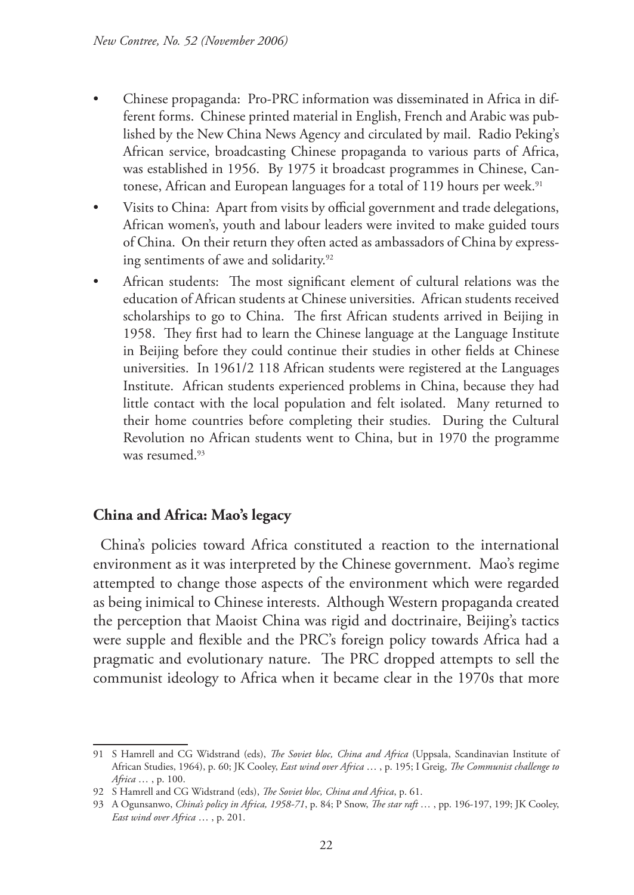- Chinese propaganda: Pro-PRC information was disseminated in Africa in different forms. Chinese printed material in English, French and Arabic was published by the New China News Agency and circulated by mail. Radio Peking's African service, broadcasting Chinese propaganda to various parts of Africa, was established in 1956. By 1975 it broadcast programmes in Chinese, Cantonese, African and European languages for a total of 119 hours per week.[91]
- Visits to China: Apart from visits by official government and trade delegations, African women's, youth and labour leaders were invited to make guided tours of China. On their return they often acted as ambassadors of China by expressing sentiments of awe and solidarity.[92]
- African students: The most significant element of cultural relations was the education of African students at Chinese universities. African students received scholarships to go to China. The first African students arrived in Beijing in 1958. They first had to learn the Chinese language at the Language Institute in Beijing before they could continue their studies in other fields at Chinese universities. In 1961/2 118 African students were registered at the Languages Institute. African students experienced problems in China, because they had little contact with the local population and felt isolated. Many returned to their home countries before completing their studies. During the Cultural Revolution no African students went to China, but in 1970 the programme was resumed.[93]

## China and Africa: Mao's legacy

China's policies toward Africa constituted a reaction to the international environment as it was interpreted by the Chinese government. Mao's regime attempted to change those aspects of the environment which were regarded as being inimical to Chinese interests. Although Western propaganda created the perception that Maoist China was rigid and doctrinaire, Beijing's tactics were supple and flexible and the PRC's foreign policy towards Africa had a pragmatic and evolutionary nature. The PRC dropped attempts to sell the communist ideology to Africa when it became clear in the 1970s that more

---

91 S Hamrell and CG Widstrand (eds), *The Soviet bloc, China and Africa* (Uppsala, Scandinavian Institute of African Studies, 1964), p. 60; JK Cooley, *East wind over Africa* … , p. 195; I Greig, *The Communist challenge to Africa* … , p. 100.

92 S Hamrell and CG Widstrand (eds), *The Soviet bloc, China and Africa*, p. 61.

93 A Ogunsanwo, *China's policy in Africa, 1958-71*, p. 84; P Snow, *The star raft* … , pp. 196-197, 199; JK Cooley, *East wind over Africa* … , p. 201.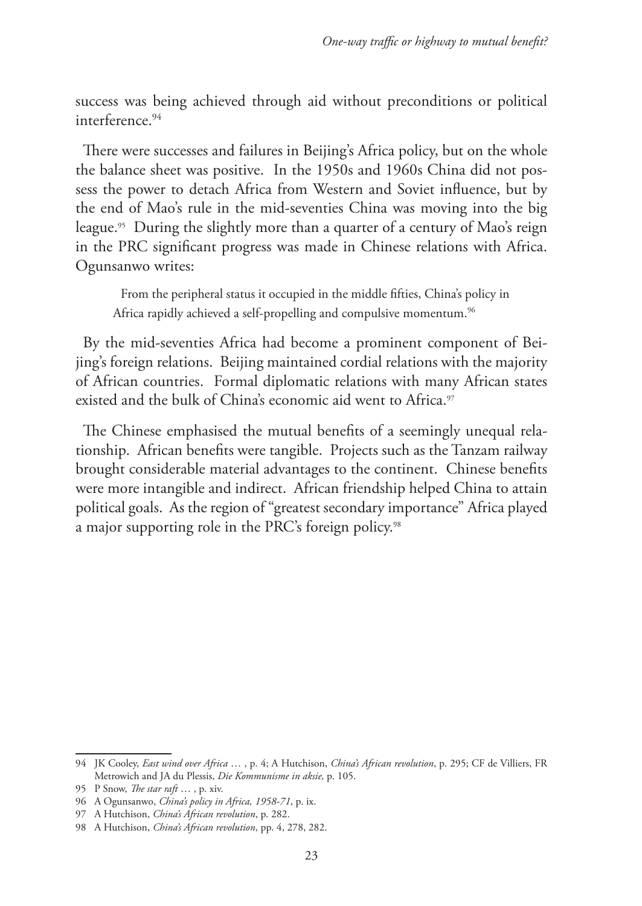success was being achieved through aid without preconditions or political interference.[94]

There were successes and failures in Beijing's Africa policy, but on the whole the balance sheet was positive. In the 1950s and 1960s China did not possess the power to detach Africa from Western and Soviet influence, but by the end of Mao's rule in the mid-seventies China was moving into the big league.[95] During the slightly more than a quarter of a century of Mao's reign in the PRC significant progress was made in Chinese relations with Africa. Ogunsanwo writes:

> From the peripheral status it occupied in the middle fifties, China's policy in Africa rapidly achieved a self-propelling and compulsive momentum.[96]

By the mid-seventies Africa had become a prominent component of Beijing's foreign relations. Beijing maintained cordial relations with the majority of African countries. Formal diplomatic relations with many African states existed and the bulk of China's economic aid went to Africa.[97]

The Chinese emphasised the mutual benefits of a seemingly unequal relationship. African benefits were tangible. Projects such as the Tanzam railway brought considerable material advantages to the continent. Chinese benefits were more intangible and indirect. African friendship helped China to attain political goals. As the region of "greatest secondary importance" Africa played a major supporting role in the PRC's foreign policy.[98]

---

94 JK Cooley, *East wind over Africa …* , p. 4; A Hutchison, *China's African revolution*, p. 295; CF de Villiers, FR Metrowich and JA du Plessis, *Die Kommunisme in aksie,* p. 105.

95 P Snow, *The star raft …* , p. xiv.

96 A Ogunsanwo, *China's policy in Africa, 1958-71*, p. ix.

97 A Hutchison, *China's African revolution*, p. 282.

98 A Hutchison, *China's African revolution*, pp. 4, 278, 282.